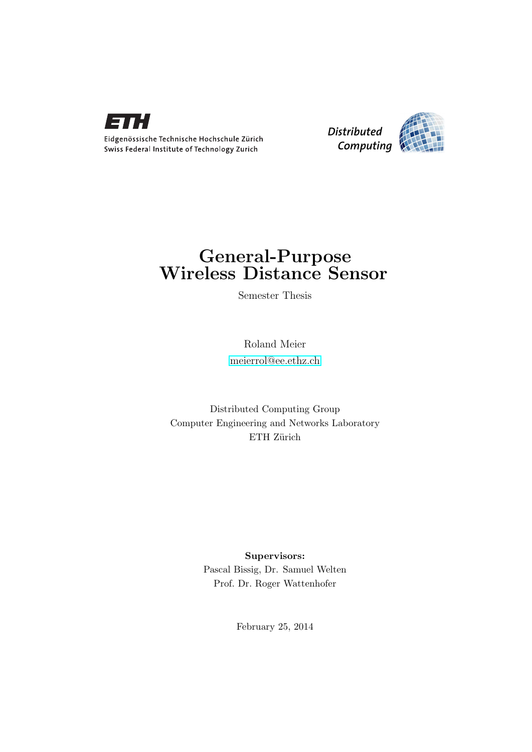Eidgenössische Technische Hochschule Zürich
Swiss Federal Institute of Technology Zurich

Distributed Computing

# General-Purpose Wireless Distance Sensor

Semester Thesis

Roland Meier

meierrol@ee.ethz.ch

Distributed Computing Group
Computer Engineering and Networks Laboratory
ETH Zürich

**Supervisors:**
Pascal Bissig, Dr. Samuel Welten
Prof. Dr. Roger Wattenhofer

February 25, 2014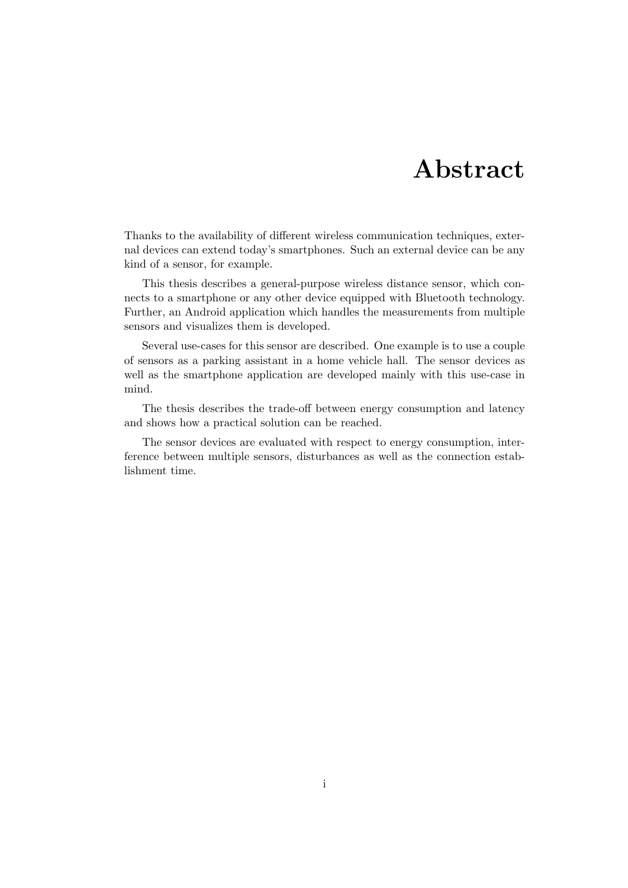# Abstract

Thanks to the availability of different wireless communication techniques, external devices can extend today's smartphones. Such an external device can be any kind of a sensor, for example.

This thesis describes a general-purpose wireless distance sensor, which connects to a smartphone or any other device equipped with Bluetooth technology. Further, an Android application which handles the measurements from multiple sensors and visualizes them is developed.

Several use-cases for this sensor are described. One example is to use a couple of sensors as a parking assistant in a home vehicle hall. The sensor devices as well as the smartphone application are developed mainly with this use-case in mind.

The thesis describes the trade-off between energy consumption and latency and shows how a practical solution can be reached.

The sensor devices are evaluated with respect to energy consumption, interference between multiple sensors, disturbances as well as the connection establishment time.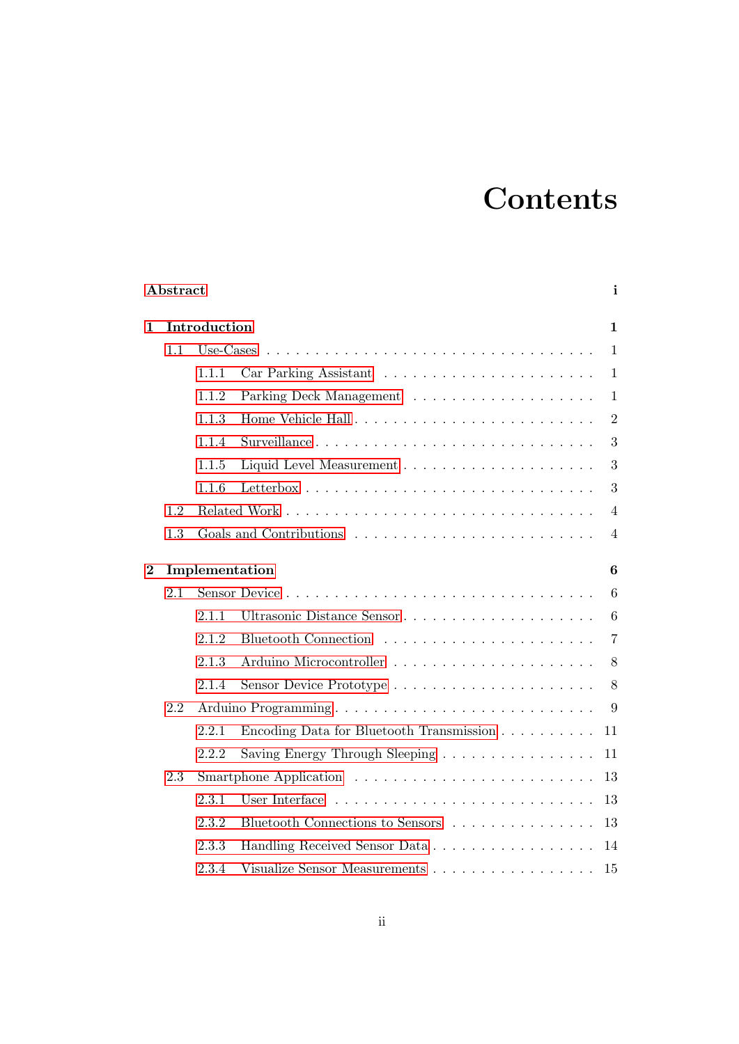# Contents

**Abstract** **i**

**1 Introduction** **1**

- 1.1 Use-Cases . . . . . . . . . . . . . . . . . . . . . . . . . . . . . . . . . . 1
  - 1.1.1 Car Parking Assistant . . . . . . . . . . . . . . . . . . . . . . 1
  - 1.1.2 Parking Deck Management . . . . . . . . . . . . . . . . . . . 1
  - 1.1.3 Home Vehicle Hall . . . . . . . . . . . . . . . . . . . . . . . . 2
  - 1.1.4 Surveillance . . . . . . . . . . . . . . . . . . . . . . . . . . . . 3
  - 1.1.5 Liquid Level Measurement . . . . . . . . . . . . . . . . . . . . 3
  - 1.1.6 Letterbox . . . . . . . . . . . . . . . . . . . . . . . . . . . . . 3
- 1.2 Related Work . . . . . . . . . . . . . . . . . . . . . . . . . . . . . . . 4
- 1.3 Goals and Contributions . . . . . . . . . . . . . . . . . . . . . . . . . 4

**2 Implementation** **6**

- 2.1 Sensor Device . . . . . . . . . . . . . . . . . . . . . . . . . . . . . . . 6
  - 2.1.1 Ultrasonic Distance Sensor . . . . . . . . . . . . . . . . . . . . 6
  - 2.1.2 Bluetooth Connection . . . . . . . . . . . . . . . . . . . . . . 7
  - 2.1.3 Arduino Microcontroller . . . . . . . . . . . . . . . . . . . . . 8
  - 2.1.4 Sensor Device Prototype . . . . . . . . . . . . . . . . . . . . . 8
- 2.2 Arduino Programming . . . . . . . . . . . . . . . . . . . . . . . . . . 9
  - 2.2.1 Encoding Data for Bluetooth Transmission . . . . . . . . . . . 11
  - 2.2.2 Saving Energy Through Sleeping . . . . . . . . . . . . . . . . . 11
- 2.3 Smartphone Application . . . . . . . . . . . . . . . . . . . . . . . . . 13
  - 2.3.1 User Interface . . . . . . . . . . . . . . . . . . . . . . . . . . 13
  - 2.3.2 Bluetooth Connections to Sensors . . . . . . . . . . . . . . . . 13
  - 2.3.3 Handling Received Sensor Data . . . . . . . . . . . . . . . . . 14
  - 2.3.4 Visualize Sensor Measurements . . . . . . . . . . . . . . . . . 15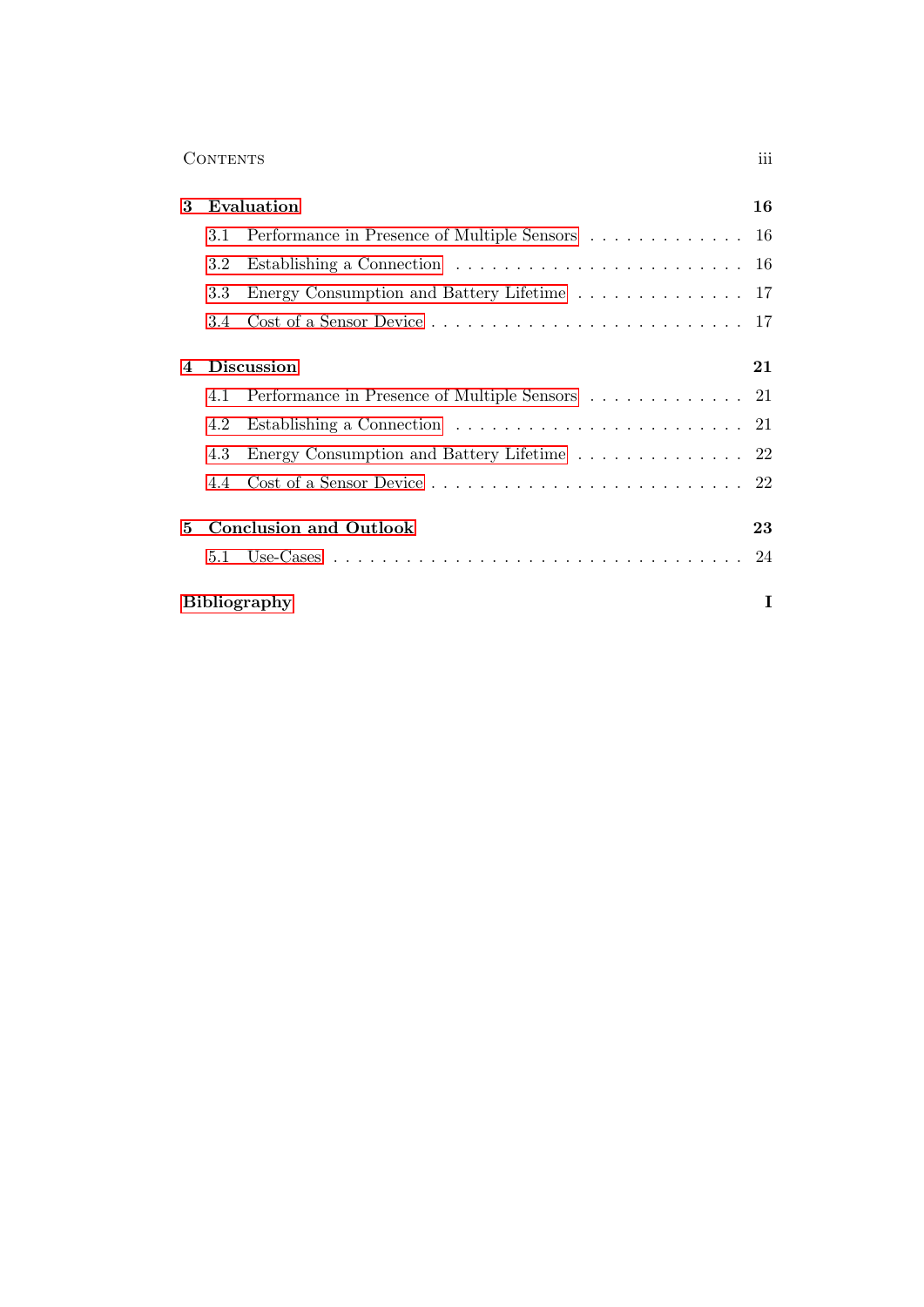**3 Evaluation** **16**

- 3.1 Performance in Presence of Multiple Sensors . . . . . . . . . . . . . 16
- 3.2 Establishing a Connection . . . . . . . . . . . . . . . . . . . . . . . 16
- 3.3 Energy Consumption and Battery Lifetime . . . . . . . . . . . . . . 17
- 3.4 Cost of a Sensor Device . . . . . . . . . . . . . . . . . . . . . . . . 17

**4 Discussion** **21**

- 4.1 Performance in Presence of Multiple Sensors . . . . . . . . . . . . . 21
- 4.2 Establishing a Connection . . . . . . . . . . . . . . . . . . . . . . . 21
- 4.3 Energy Consumption and Battery Lifetime . . . . . . . . . . . . . . 22
- 4.4 Cost of a Sensor Device . . . . . . . . . . . . . . . . . . . . . . . . 22

**5 Conclusion and Outlook** **23**

- 5.1 Use-Cases . . . . . . . . . . . . . . . . . . . . . . . . . . . . . . . . 24

**Bibliography** **I**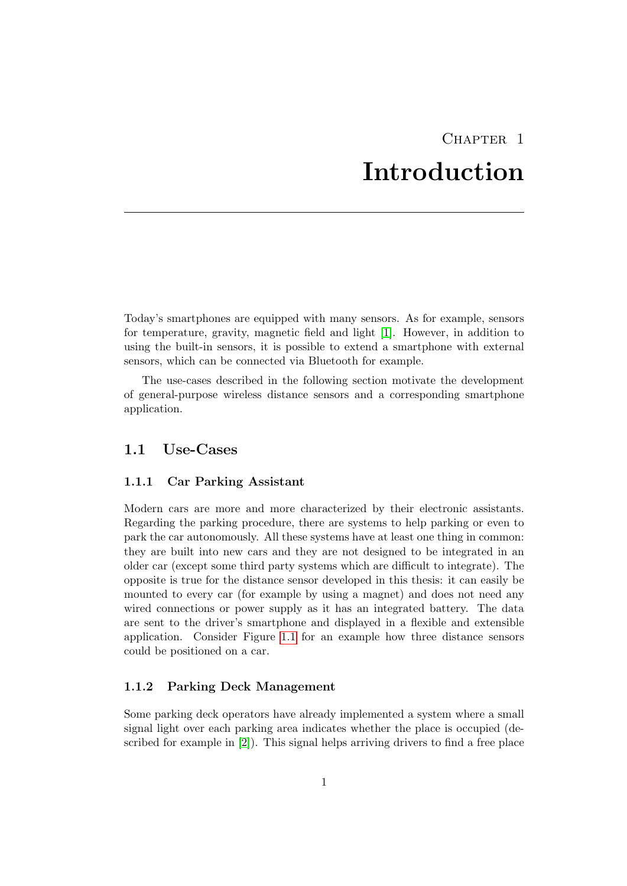# Chapter 1 Introduction

Today's smartphones are equipped with many sensors. As for example, sensors for temperature, gravity, magnetic field and light [1]. However, in addition to using the built-in sensors, it is possible to extend a smartphone with external sensors, which can be connected via Bluetooth for example.

The use-cases described in the following section motivate the development of general-purpose wireless distance sensors and a corresponding smartphone application.

## 1.1 Use-Cases

### 1.1.1 Car Parking Assistant

Modern cars are more and more characterized by their electronic assistants. Regarding the parking procedure, there are systems to help parking or even to park the car autonomously. All these systems have at least one thing in common: they are built into new cars and they are not designed to be integrated in an older car (except some third party systems which are difficult to integrate). The opposite is true for the distance sensor developed in this thesis: it can easily be mounted to every car (for example by using a magnet) and does not need any wired connections or power supply as it has an integrated battery. The data are sent to the driver's smartphone and displayed in a flexible and extensible application. Consider Figure 1.1 for an example how three distance sensors could be positioned on a car.

### 1.1.2 Parking Deck Management

Some parking deck operators have already implemented a system where a small signal light over each parking area indicates whether the place is occupied (described for example in [2]). This signal helps arriving drivers to find a free place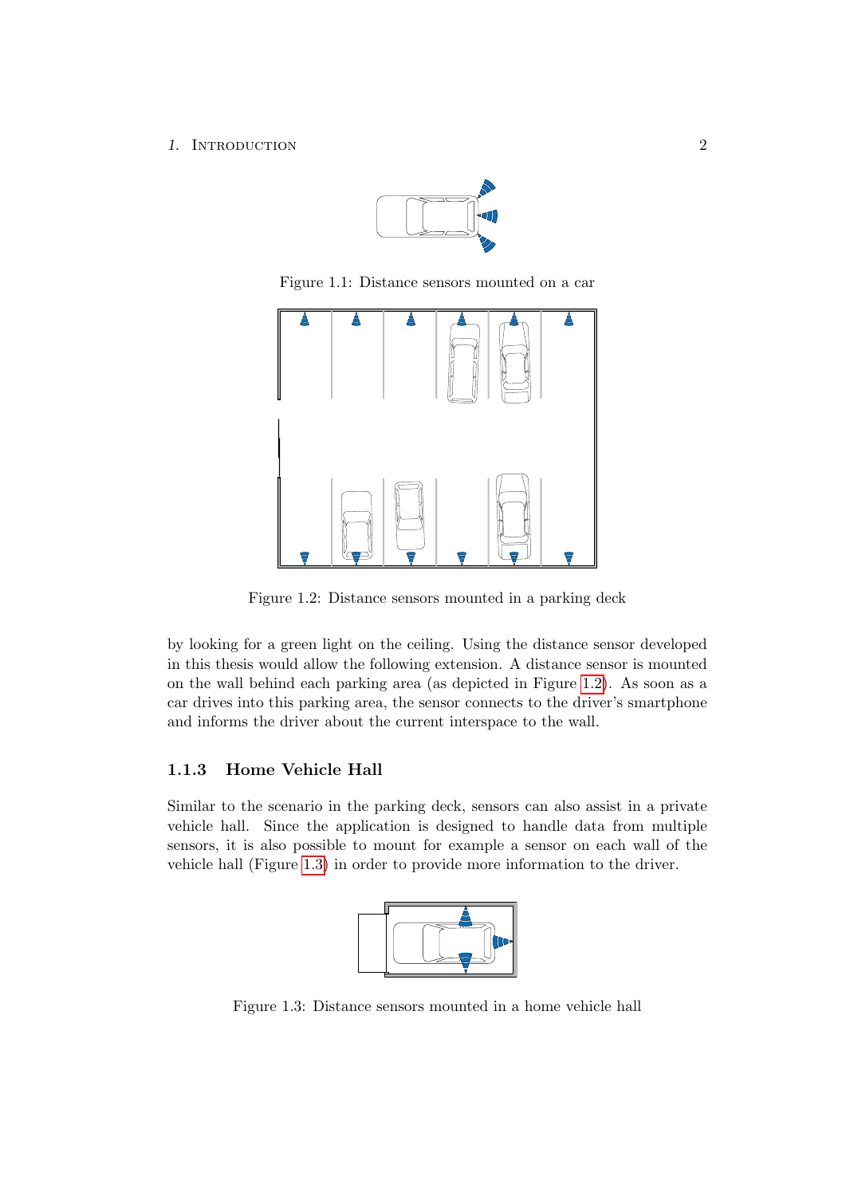Figure 1.1: Distance sensors mounted on a car

Figure 1.2: Distance sensors mounted in a parking deck

by looking for a green light on the ceiling. Using the distance sensor developed in this thesis would allow the following extension. A distance sensor is mounted on the wall behind each parking area (as depicted in Figure 1.2). As soon as a car drives into this parking area, the sensor connects to the driver's smartphone and informs the driver about the current interspace to the wall.

### 1.1.3 Home Vehicle Hall

Similar to the scenario in the parking deck, sensors can also assist in a private vehicle hall. Since the application is designed to handle data from multiple sensors, it is also possible to mount for example a sensor on each wall of the vehicle hall (Figure 1.3) in order to provide more information to the driver.

Figure 1.3: Distance sensors mounted in a home vehicle hall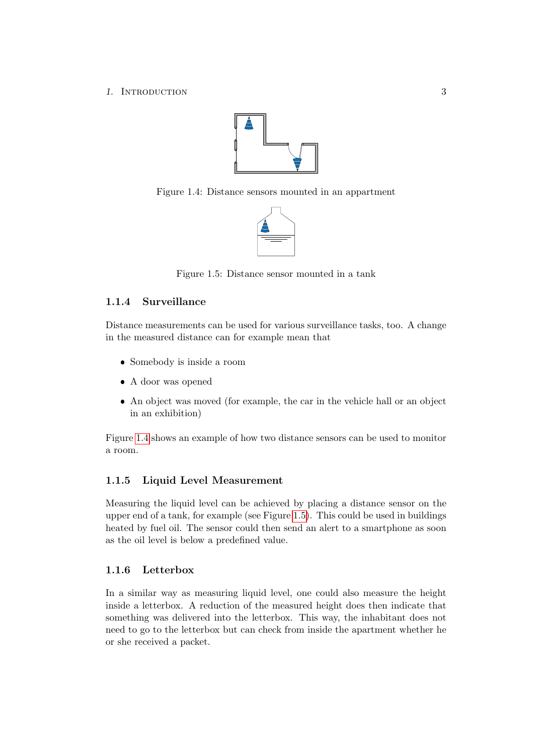Figure 1.4: Distance sensors mounted in an appartment

Figure 1.5: Distance sensor mounted in a tank

### 1.1.4 Surveillance

Distance measurements can be used for various surveillance tasks, too. A change in the measured distance can for example mean that

- Somebody is inside a room
- A door was opened
- An object was moved (for example, the car in the vehicle hall or an object in an exhibition)

Figure 1.4 shows an example of how two distance sensors can be used to monitor a room.

### 1.1.5 Liquid Level Measurement

Measuring the liquid level can be achieved by placing a distance sensor on the upper end of a tank, for example (see Figure 1.5). This could be used in buildings heated by fuel oil. The sensor could then send an alert to a smartphone as soon as the oil level is below a predefined value.

### 1.1.6 Letterbox

In a similar way as measuring liquid level, one could also measure the height inside a letterbox. A reduction of the measured height does then indicate that something was delivered into the letterbox. This way, the inhabitant does not need to go to the letterbox but can check from inside the apartment whether he or she received a packet.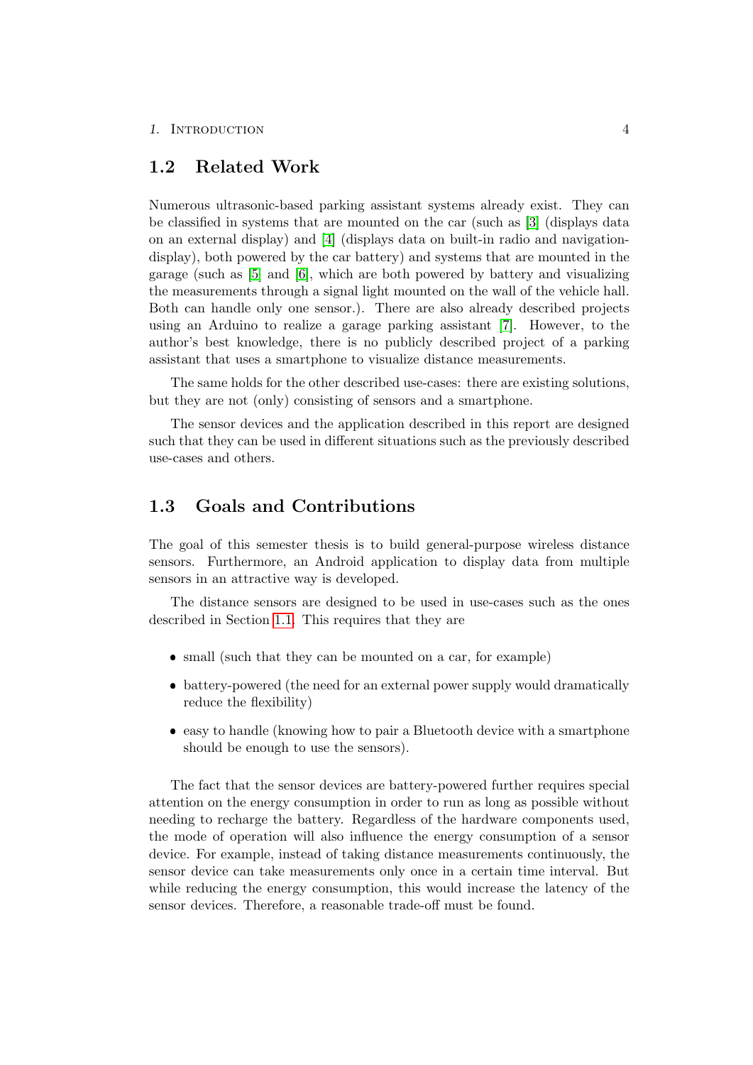## 1.2 Related Work

Numerous ultrasonic-based parking assistant systems already exist. They can be classified in systems that are mounted on the car (such as [3] (displays data on an external display) and [4] (displays data on built-in radio and navigation-display), both powered by the car battery) and systems that are mounted in the garage (such as [5] and [6], which are both powered by battery and visualizing the measurements through a signal light mounted on the wall of the vehicle hall. Both can handle only one sensor.). There are also already described projects using an Arduino to realize a garage parking assistant [7]. However, to the author's best knowledge, there is no publicly described project of a parking assistant that uses a smartphone to visualize distance measurements.

The same holds for the other described use-cases: there are existing solutions, but they are not (only) consisting of sensors and a smartphone.

The sensor devices and the application described in this report are designed such that they can be used in different situations such as the previously described use-cases and others.

## 1.3 Goals and Contributions

The goal of this semester thesis is to build general-purpose wireless distance sensors. Furthermore, an Android application to display data from multiple sensors in an attractive way is developed.

The distance sensors are designed to be used in use-cases such as the ones described in Section 1.1. This requires that they are

- small (such that they can be mounted on a car, for example)
- battery-powered (the need for an external power supply would dramatically reduce the flexibility)
- easy to handle (knowing how to pair a Bluetooth device with a smartphone should be enough to use the sensors).

The fact that the sensor devices are battery-powered further requires special attention on the energy consumption in order to run as long as possible without needing to recharge the battery. Regardless of the hardware components used, the mode of operation will also influence the energy consumption of a sensor device. For example, instead of taking distance measurements continuously, the sensor device can take measurements only once in a certain time interval. But while reducing the energy consumption, this would increase the latency of the sensor devices. Therefore, a reasonable trade-off must be found.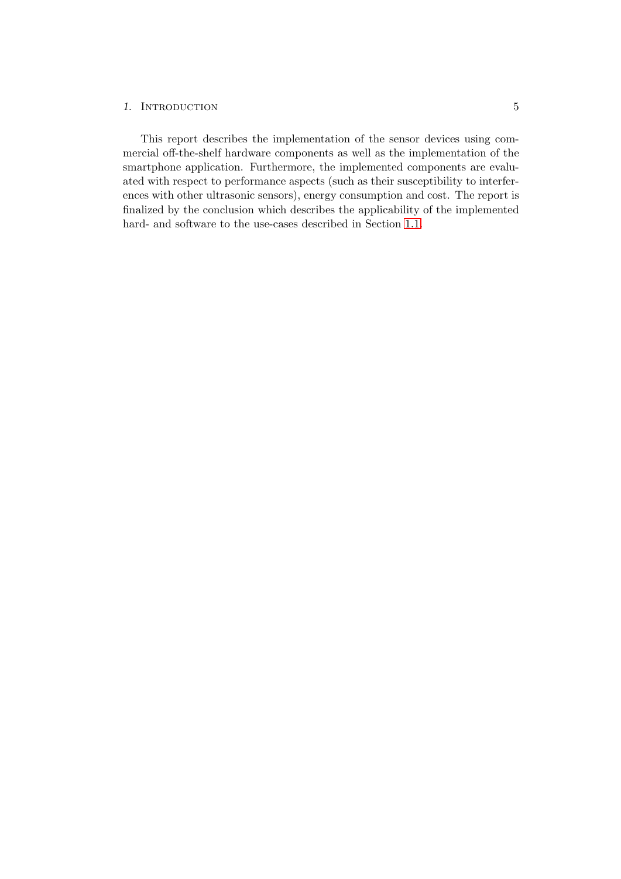This report describes the implementation of the sensor devices using commercial off-the-shelf hardware components as well as the implementation of the smartphone application. Furthermore, the implemented components are evaluated with respect to performance aspects (such as their susceptibility to interferences with other ultrasonic sensors), energy consumption and cost. The report is finalized by the conclusion which describes the applicability of the implemented hard- and software to the use-cases described in Section 1.1.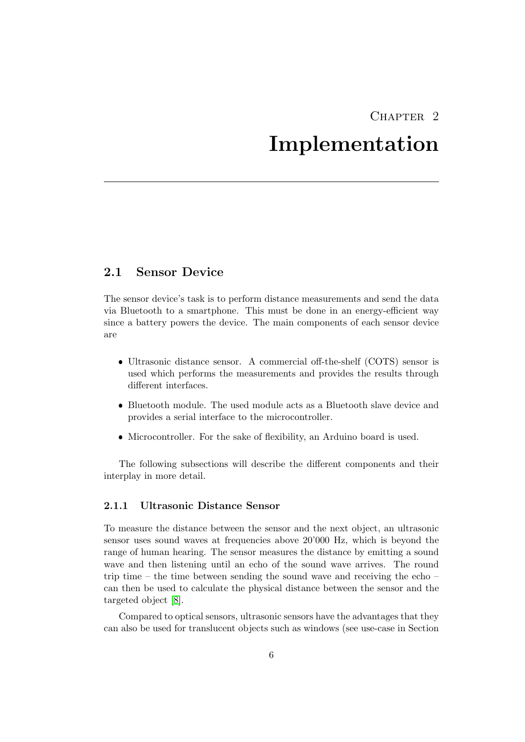# Chapter 2
# Implementation

## 2.1 Sensor Device

The sensor device's task is to perform distance measurements and send the data via Bluetooth to a smartphone. This must be done in an energy-efficient way since a battery powers the device. The main components of each sensor device are

- Ultrasonic distance sensor. A commercial off-the-shelf (COTS) sensor is used which performs the measurements and provides the results through different interfaces.
- Bluetooth module. The used module acts as a Bluetooth slave device and provides a serial interface to the microcontroller.
- Microcontroller. For the sake of flexibility, an Arduino board is used.

The following subsections will describe the different components and their interplay in more detail.

### 2.1.1 Ultrasonic Distance Sensor

To measure the distance between the sensor and the next object, an ultrasonic sensor uses sound waves at frequencies above 20'000 Hz, which is beyond the range of human hearing. The sensor measures the distance by emitting a sound wave and then listening until an echo of the sound wave arrives. The round trip time – the time between sending the sound wave and receiving the echo – can then be used to calculate the physical distance between the sensor and the targeted object [8].

Compared to optical sensors, ultrasonic sensors have the advantages that they can also be used for translucent objects such as windows (see use-case in Section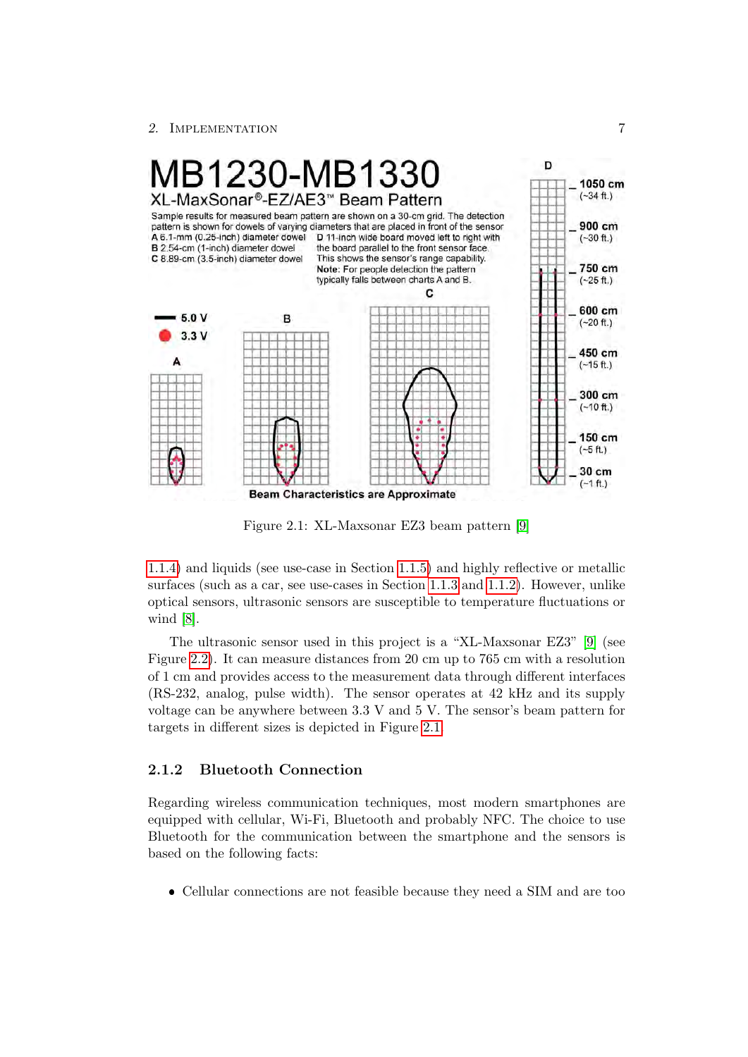Figure 2.1: XL-Maxsonar EZ3 beam pattern [9]

1.1.4) and liquids (see use-case in Section 1.1.5) and highly reflective or metallic surfaces (such as a car, see use-cases in Section 1.1.3 and 1.1.2). However, unlike optical sensors, ultrasonic sensors are susceptible to temperature fluctuations or wind [8].

The ultrasonic sensor used in this project is a “XL-Maxsonar EZ3” [9] (see Figure 2.2). It can measure distances from 20 cm up to 765 cm with a resolution of 1 cm and provides access to the measurement data through different interfaces (RS-232, analog, pulse width). The sensor operates at 42 kHz and its supply voltage can be anywhere between 3.3 V and 5 V. The sensor’s beam pattern for targets in different sizes is depicted in Figure 2.1.

### 2.1.2 Bluetooth Connection

Regarding wireless communication techniques, most modern smartphones are equipped with cellular, Wi-Fi, Bluetooth and probably NFC. The choice to use Bluetooth for the communication between the smartphone and the sensors is based on the following facts:

- Cellular connections are not feasible because they need a SIM and are too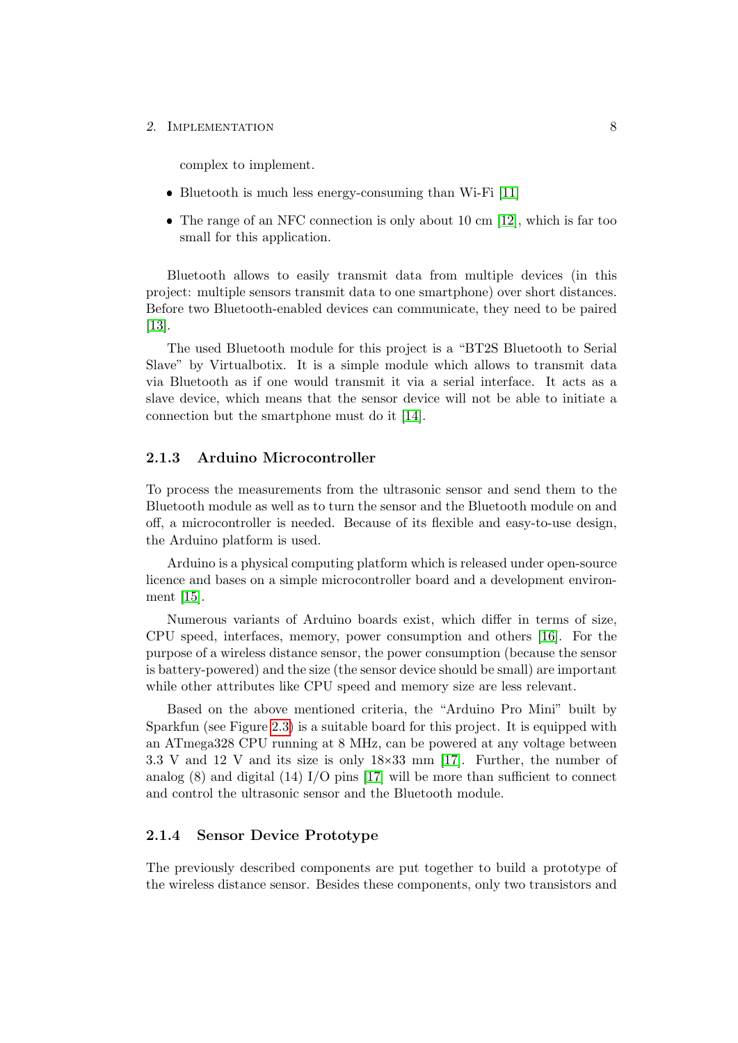complex to implement.

- Bluetooth is much less energy-consuming than Wi-Fi [11]
- The range of an NFC connection is only about 10 cm [12], which is far too small for this application.

Bluetooth allows to easily transmit data from multiple devices (in this project: multiple sensors transmit data to one smartphone) over short distances. Before two Bluetooth-enabled devices can communicate, they need to be paired [13].

The used Bluetooth module for this project is a "BT2S Bluetooth to Serial Slave" by Virtualbotix. It is a simple module which allows to transmit data via Bluetooth as if one would transmit it via a serial interface. It acts as a slave device, which means that the sensor device will not be able to initiate a connection but the smartphone must do it [14].

### 2.1.3 Arduino Microcontroller

To process the measurements from the ultrasonic sensor and send them to the Bluetooth module as well as to turn the sensor and the Bluetooth module on and off, a microcontroller is needed. Because of its flexible and easy-to-use design, the Arduino platform is used.

Arduino is a physical computing platform which is released under open-source licence and bases on a simple microcontroller board and a development environment [15].

Numerous variants of Arduino boards exist, which differ in terms of size, CPU speed, interfaces, memory, power consumption and others [16]. For the purpose of a wireless distance sensor, the power consumption (because the sensor is battery-powered) and the size (the sensor device should be small) are important while other attributes like CPU speed and memory size are less relevant.

Based on the above mentioned criteria, the "Arduino Pro Mini" built by Sparkfun (see Figure 2.3) is a suitable board for this project. It is equipped with an ATmega328 CPU running at 8 MHz, can be powered at any voltage between 3.3 V and 12 V and its size is only 18×33 mm [17]. Further, the number of analog (8) and digital (14) I/O pins [17] will be more than sufficient to connect and control the ultrasonic sensor and the Bluetooth module.

### 2.1.4 Sensor Device Prototype

The previously described components are put together to build a prototype of the wireless distance sensor. Besides these components, only two transistors and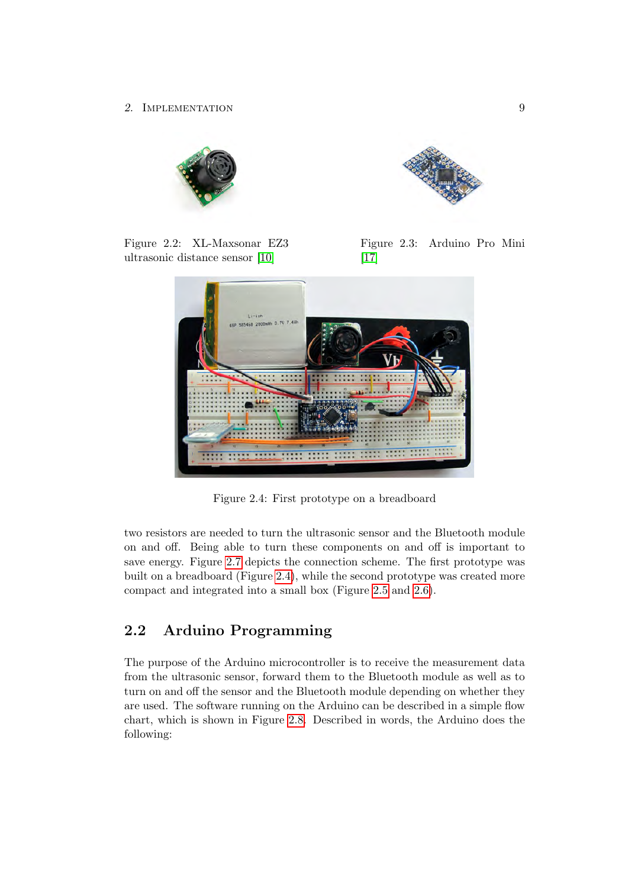Figure 2.2: XL-Maxsonar EZ3 ultrasonic distance sensor [10]

Figure 2.3: Arduino Pro Mini [17]

Figure 2.4: First prototype on a breadboard

two resistors are needed to turn the ultrasonic sensor and the Bluetooth module on and off. Being able to turn these components on and off is important to save energy. Figure 2.7 depicts the connection scheme. The first prototype was built on a breadboard (Figure 2.4), while the second prototype was created more compact and integrated into a small box (Figure 2.5 and 2.6).

## 2.2 Arduino Programming

The purpose of the Arduino microcontroller is to receive the measurement data from the ultrasonic sensor, forward them to the Bluetooth module as well as to turn on and off the sensor and the Bluetooth module depending on whether they are used. The software running on the Arduino can be described in a simple flow chart, which is shown in Figure 2.8. Described in words, the Arduino does the following: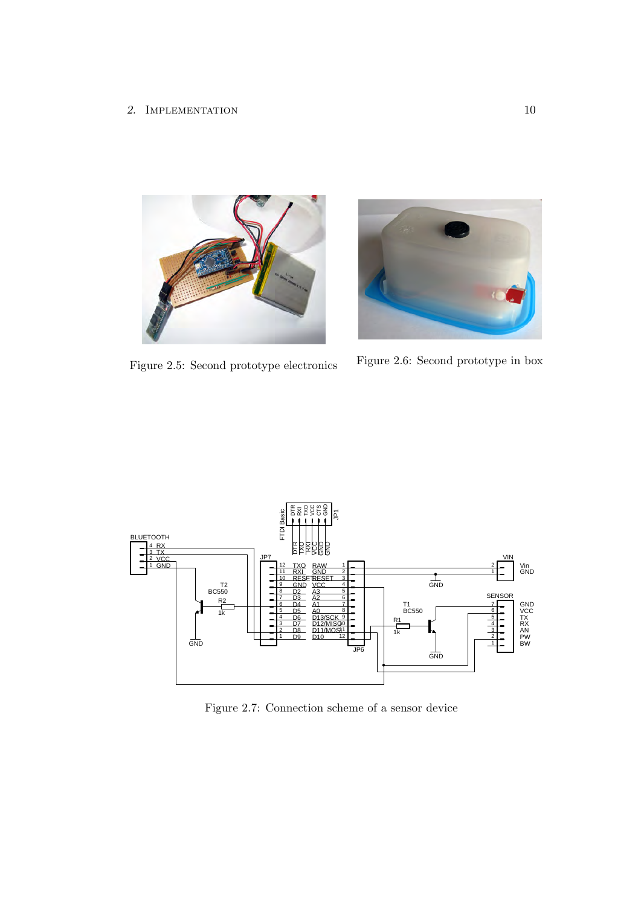Figure 2.5: Second prototype electronics

Figure 2.6: Second prototype in box

Figure 2.7: Connection scheme of a sensor device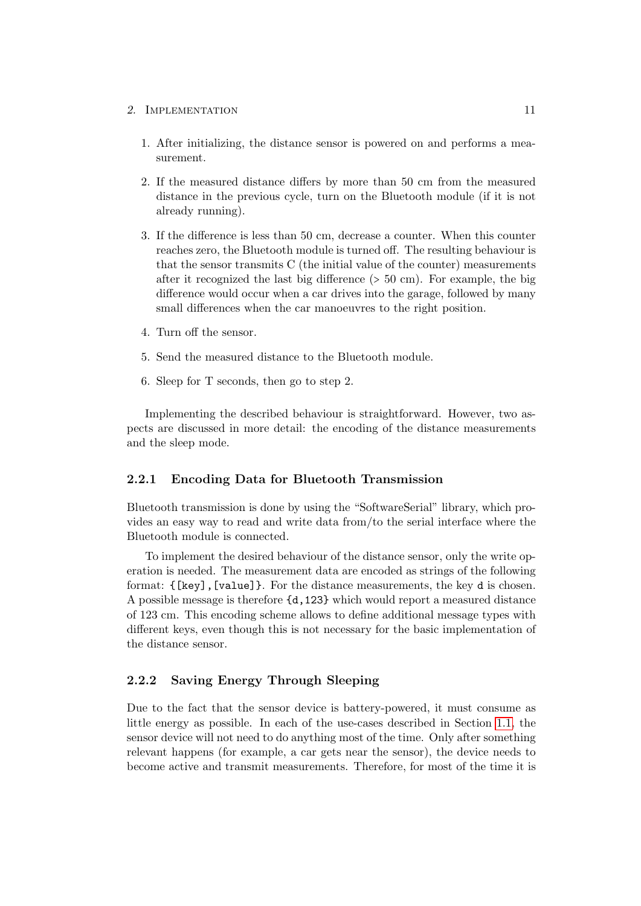1. After initializing, the distance sensor is powered on and performs a measurement.

2. If the measured distance differs by more than 50 cm from the measured distance in the previous cycle, turn on the Bluetooth module (if it is not already running).

3. If the difference is less than 50 cm, decrease a counter. When this counter reaches zero, the Bluetooth module is turned off. The resulting behaviour is that the sensor transmits C (the initial value of the counter) measurements after it recognized the last big difference (> 50 cm). For example, the big difference would occur when a car drives into the garage, followed by many small differences when the car manoeuvres to the right position.

4. Turn off the sensor.

5. Send the measured distance to the Bluetooth module.

6. Sleep for T seconds, then go to step 2.

Implementing the described behaviour is straightforward. However, two aspects are discussed in more detail: the encoding of the distance measurements and the sleep mode.

### 2.2.1 Encoding Data for Bluetooth Transmission

Bluetooth transmission is done by using the "SoftwareSerial" library, which provides an easy way to read and write data from/to the serial interface where the Bluetooth module is connected.

To implement the desired behaviour of the distance sensor, only the write operation is needed. The measurement data are encoded as strings of the following format: `{[key],[value]}`. For the distance measurements, the key `d` is chosen. A possible message is therefore `{d,123}` which would report a measured distance of 123 cm. This encoding scheme allows to define additional message types with different keys, even though this is not necessary for the basic implementation of the distance sensor.

### 2.2.2 Saving Energy Through Sleeping

Due to the fact that the sensor device is battery-powered, it must consume as little energy as possible. In each of the use-cases described in Section 1.1, the sensor device will not need to do anything most of the time. Only after something relevant happens (for example, a car gets near the sensor), the device needs to become active and transmit measurements. Therefore, for most of the time it is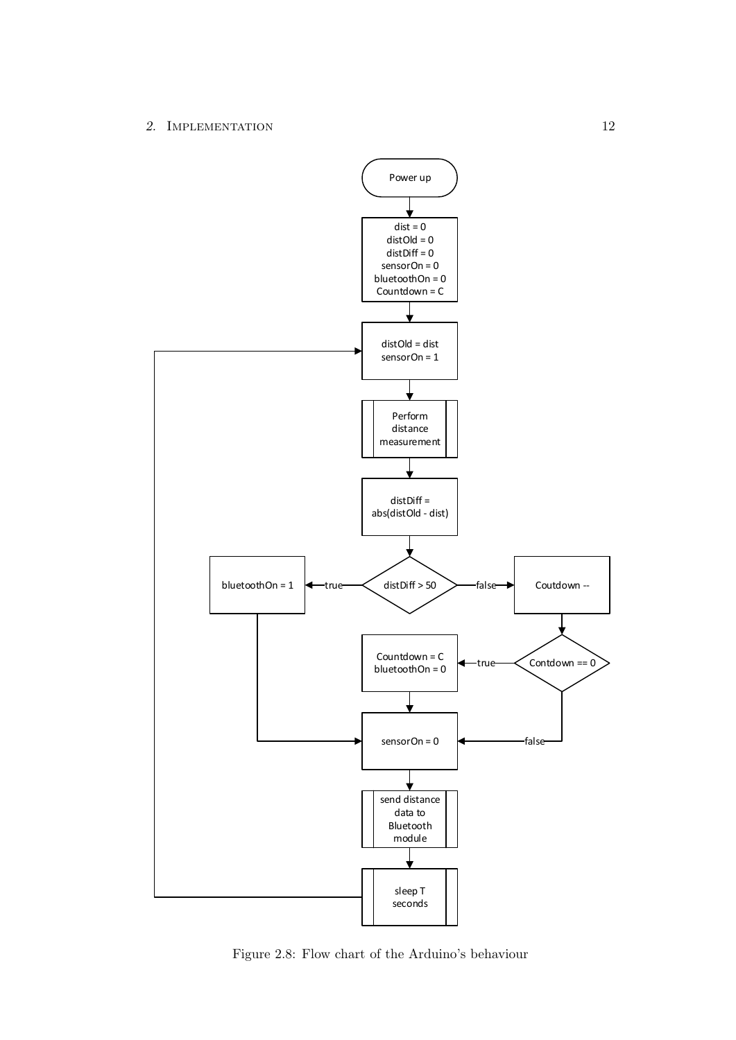```
Power up

dist = 0
distOld = 0
distDiff = 0
sensorOn = 0
bluetoothOn = 0
Countdown = C

distOld = dist
sensorOn = 1

Perform distance measurement

distDiff = abs(distOld - dist)

distDiff > 50
  true  -> bluetoothOn = 1
  false -> Coutdown --
             Contdown == 0
               true  -> Countdown = C
                        bluetoothOn = 0
               false -> sensorOn = 0

sensorOn = 0

send distance data to Bluetooth module

sleep T seconds
```

Figure 2.8: Flow chart of the Arduino's behaviour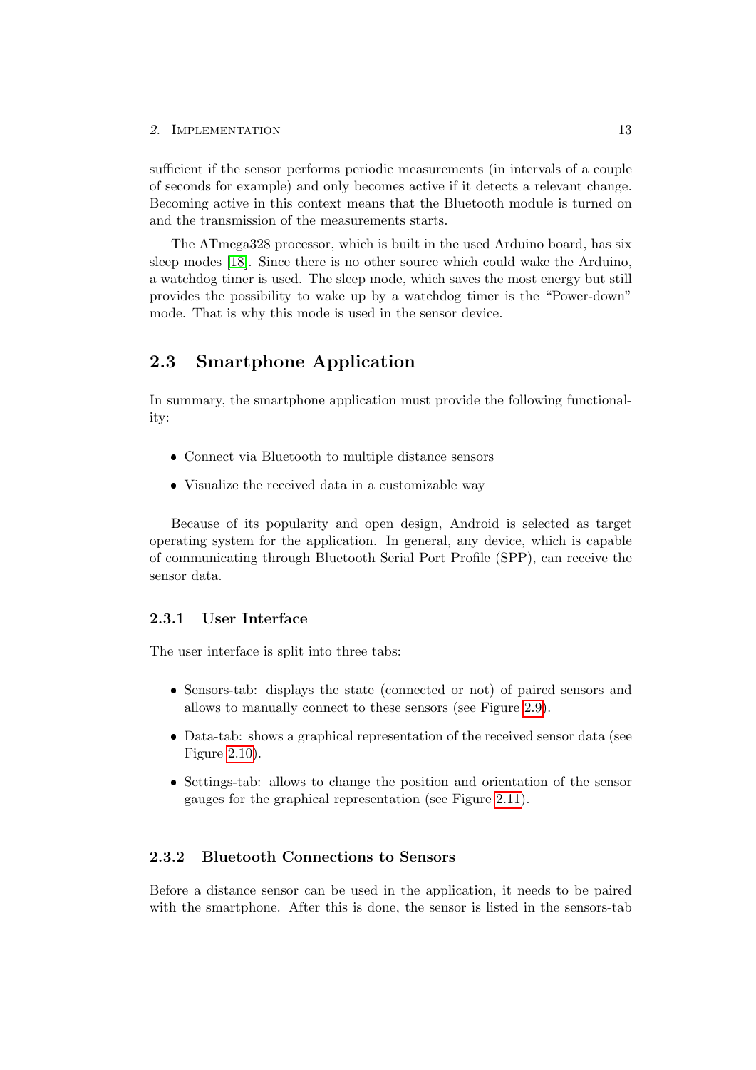sufficient if the sensor performs periodic measurements (in intervals of a couple of seconds for example) and only becomes active if it detects a relevant change. Becoming active in this context means that the Bluetooth module is turned on and the transmission of the measurements starts.

The ATmega328 processor, which is built in the used Arduino board, has six sleep modes [18]. Since there is no other source which could wake the Arduino, a watchdog timer is used. The sleep mode, which saves the most energy but still provides the possibility to wake up by a watchdog timer is the “Power-down” mode. That is why this mode is used in the sensor device.

## 2.3 Smartphone Application

In summary, the smartphone application must provide the following functionality:

- Connect via Bluetooth to multiple distance sensors
- Visualize the received data in a customizable way

Because of its popularity and open design, Android is selected as target operating system for the application. In general, any device, which is capable of communicating through Bluetooth Serial Port Profile (SPP), can receive the sensor data.

### 2.3.1 User Interface

The user interface is split into three tabs:

- Sensors-tab: displays the state (connected or not) of paired sensors and allows to manually connect to these sensors (see Figure 2.9).
- Data-tab: shows a graphical representation of the received sensor data (see Figure 2.10).
- Settings-tab: allows to change the position and orientation of the sensor gauges for the graphical representation (see Figure 2.11).

### 2.3.2 Bluetooth Connections to Sensors

Before a distance sensor can be used in the application, it needs to be paired with the smartphone. After this is done, the sensor is listed in the sensors-tab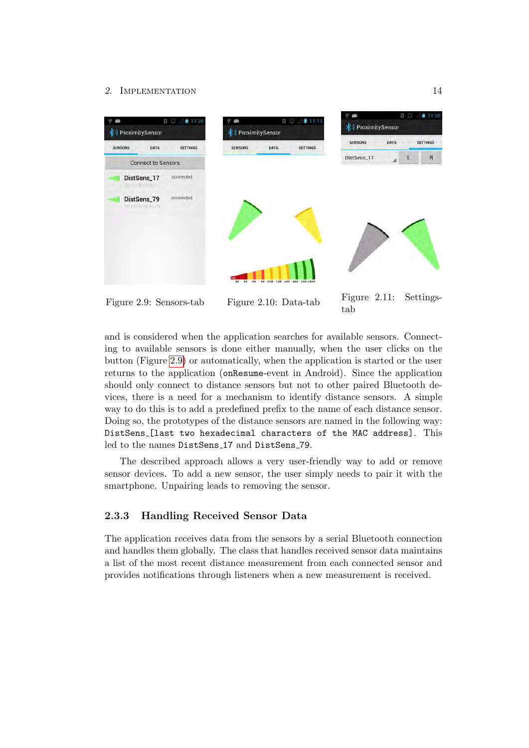Figure 2.9: Sensors-tab

Figure 2.10: Data-tab

Figure 2.11: Settings-tab

and is considered when the application searches for available sensors. Connecting to available sensors is done either manually, when the user clicks on the button (Figure 2.9) or automatically, when the application is started or the user returns to the application (`onResume`-event in Android). Since the application should only connect to distance sensors but not to other paired Bluetooth devices, there is a need for a mechanism to identify distance sensors. A simple way to do this is to add a predefined prefix to the name of each distance sensor. Doing so, the prototypes of the distance sensors are named in the following way: `DistSens_[last two hexadecimal characters of the MAC address]`. This led to the names `DistSens_17` and `DistSens_79`.

The described approach allows a very user-friendly way to add or remove sensor devices. To add a new sensor, the user simply needs to pair it with the smartphone. Unpairing leads to removing the sensor.

### 2.3.3 Handling Received Sensor Data

The application receives data from the sensors by a serial Bluetooth connection and handles them globally. The class that handles received sensor data maintains a list of the most recent distance measurement from each connected sensor and provides notifications through listeners when a new measurement is received.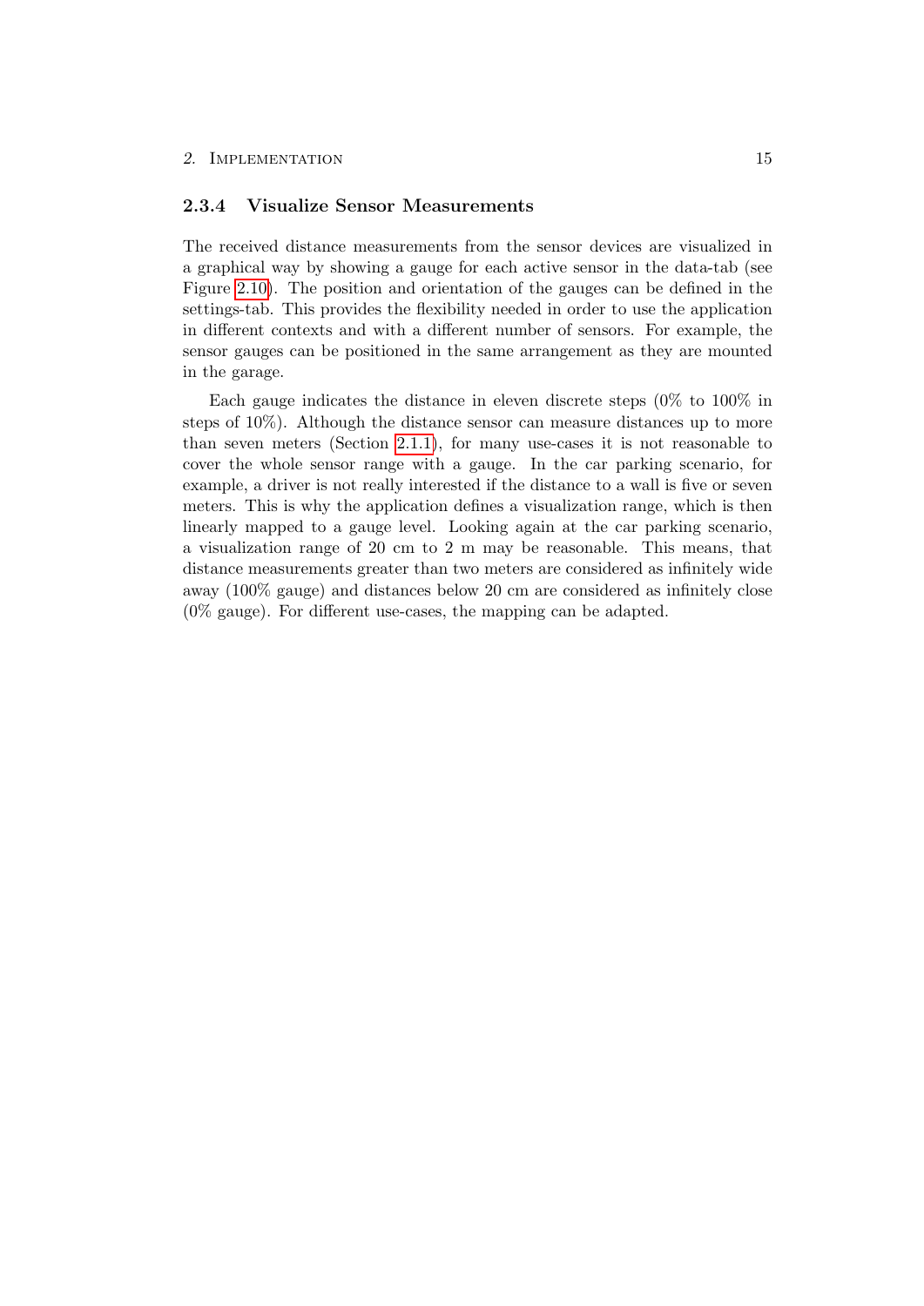### 2.3.4 Visualize Sensor Measurements

The received distance measurements from the sensor devices are visualized in a graphical way by showing a gauge for each active sensor in the data-tab (see Figure 2.10). The position and orientation of the gauges can be defined in the settings-tab. This provides the flexibility needed in order to use the application in different contexts and with a different number of sensors. For example, the sensor gauges can be positioned in the same arrangement as they are mounted in the garage.

Each gauge indicates the distance in eleven discrete steps (0% to 100% in steps of 10%). Although the distance sensor can measure distances up to more than seven meters (Section 2.1.1), for many use-cases it is not reasonable to cover the whole sensor range with a gauge. In the car parking scenario, for example, a driver is not really interested if the distance to a wall is five or seven meters. This is why the application defines a visualization range, which is then linearly mapped to a gauge level. Looking again at the car parking scenario, a visualization range of 20 cm to 2 m may be reasonable. This means, that distance measurements greater than two meters are considered as infinitely wide away (100% gauge) and distances below 20 cm are considered as infinitely close (0% gauge). For different use-cases, the mapping can be adapted.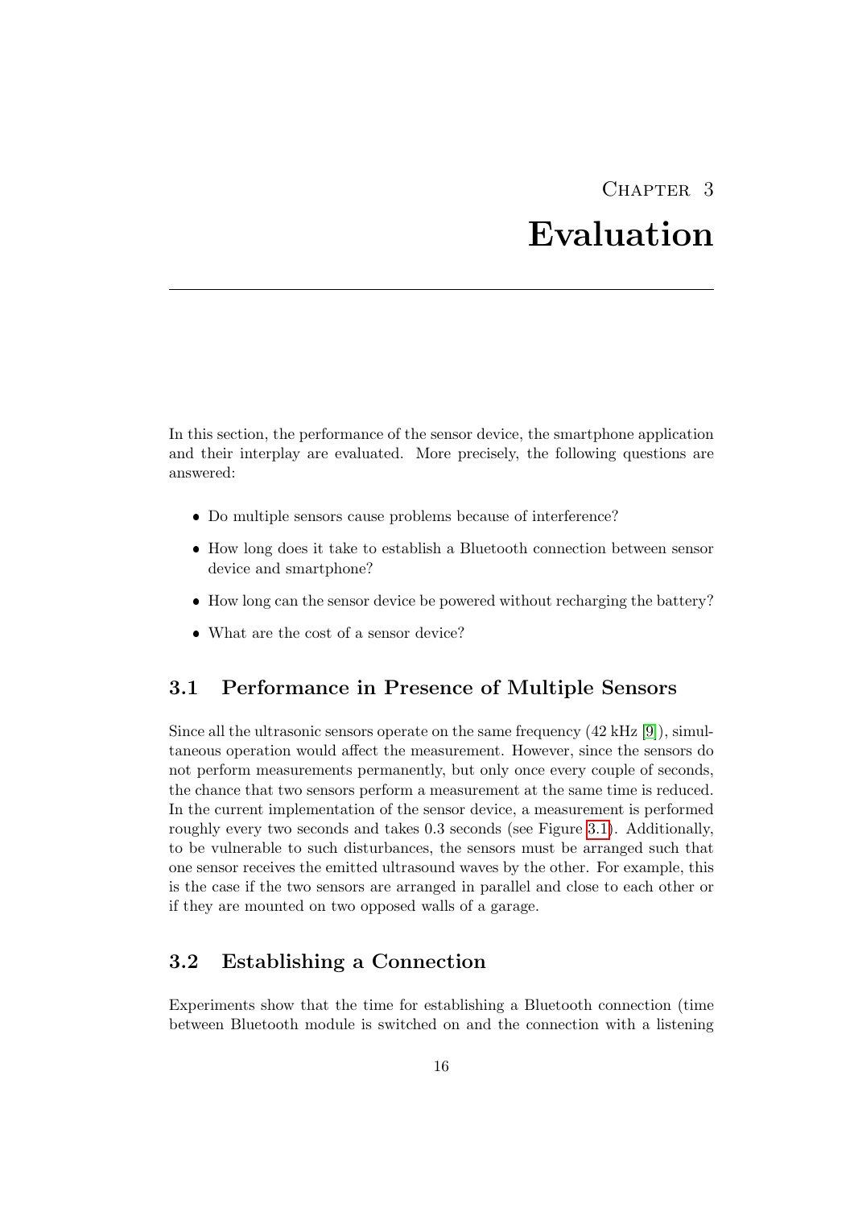# Chapter 3
# Evaluation

In this section, the performance of the sensor device, the smartphone application and their interplay are evaluated. More precisely, the following questions are answered:

- Do multiple sensors cause problems because of interference?
- How long does it take to establish a Bluetooth connection between sensor device and smartphone?
- How long can the sensor device be powered without recharging the battery?
- What are the cost of a sensor device?

## 3.1 Performance in Presence of Multiple Sensors

Since all the ultrasonic sensors operate on the same frequency (42 kHz [9]), simultaneous operation would affect the measurement. However, since the sensors do not perform measurements permanently, but only once every couple of seconds, the chance that two sensors perform a measurement at the same time is reduced. In the current implementation of the sensor device, a measurement is performed roughly every two seconds and takes 0.3 seconds (see Figure 3.1). Additionally, to be vulnerable to such disturbances, the sensors must be arranged such that one sensor receives the emitted ultrasound waves by the other. For example, this is the case if the two sensors are arranged in parallel and close to each other or if they are mounted on two opposed walls of a garage.

## 3.2 Establishing a Connection

Experiments show that the time for establishing a Bluetooth connection (time between Bluetooth module is switched on and the connection with a listening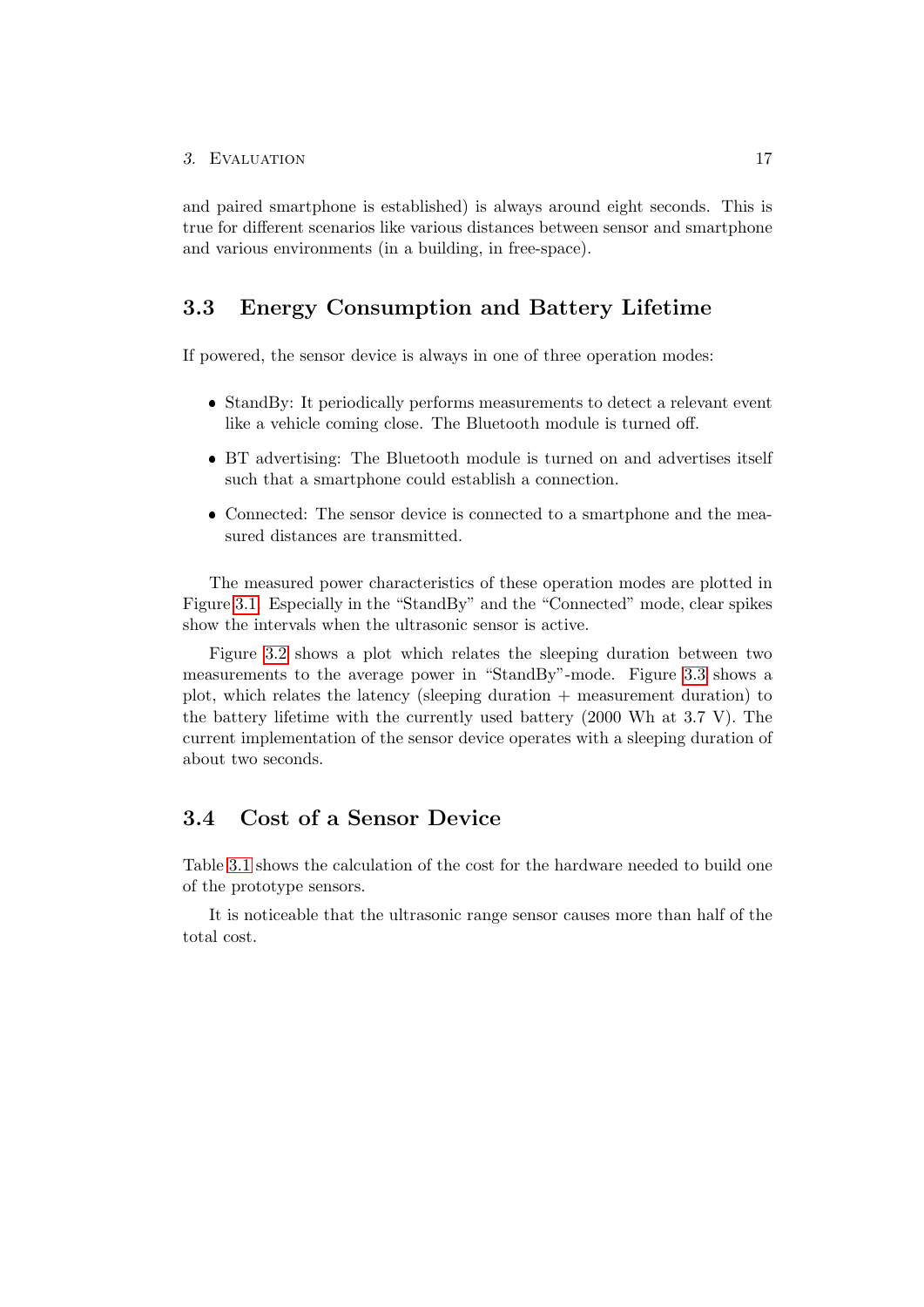and paired smartphone is established) is always around eight seconds. This is true for different scenarios like various distances between sensor and smartphone and various environments (in a building, in free-space).

## 3.3 Energy Consumption and Battery Lifetime

If powered, the sensor device is always in one of three operation modes:

- StandBy: It periodically performs measurements to detect a relevant event like a vehicle coming close. The Bluetooth module is turned off.
- BT advertising: The Bluetooth module is turned on and advertises itself such that a smartphone could establish a connection.
- Connected: The sensor device is connected to a smartphone and the measured distances are transmitted.

The measured power characteristics of these operation modes are plotted in Figure 3.1. Especially in the "StandBy" and the "Connected" mode, clear spikes show the intervals when the ultrasonic sensor is active.

Figure 3.2 shows a plot which relates the sleeping duration between two measurements to the average power in "StandBy"-mode. Figure 3.3 shows a plot, which relates the latency (sleeping duration + measurement duration) to the battery lifetime with the currently used battery (2000 Wh at 3.7 V). The current implementation of the sensor device operates with a sleeping duration of about two seconds.

## 3.4 Cost of a Sensor Device

Table 3.1 shows the calculation of the cost for the hardware needed to build one of the prototype sensors.

It is noticeable that the ultrasonic range sensor causes more than half of the total cost.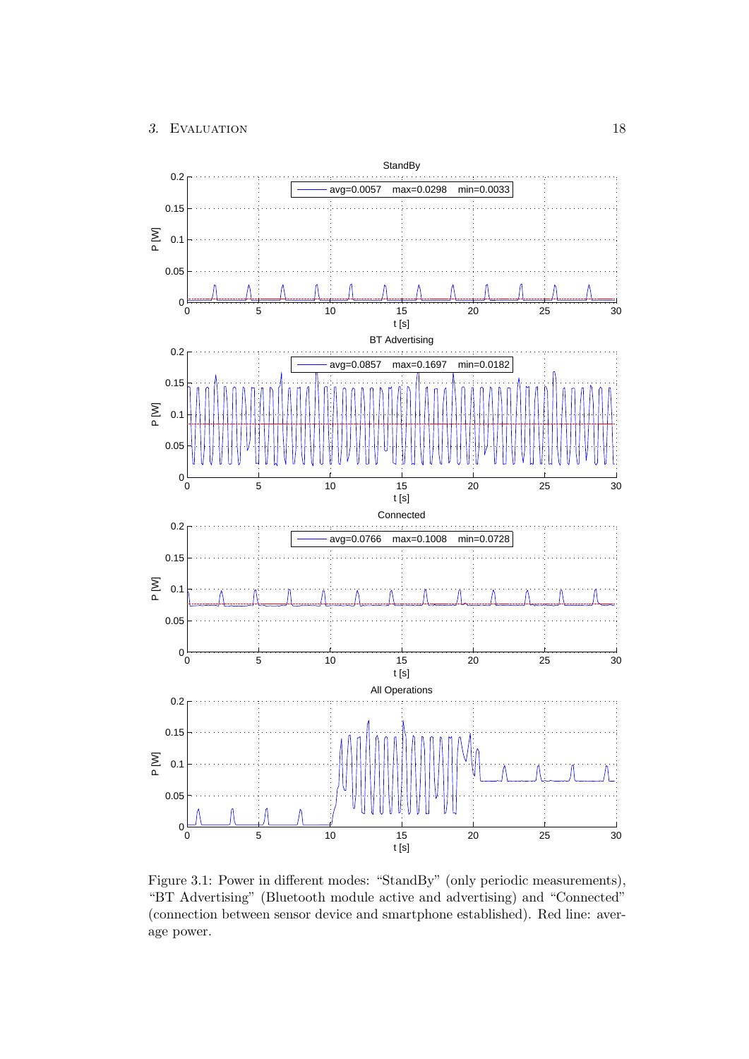Figure 3.1: Power in different modes: “StandBy” (only periodic measurements), “BT Advertising” (Bluetooth module active and advertising) and “Connected” (connection between sensor device and smartphone established). Red line: average power.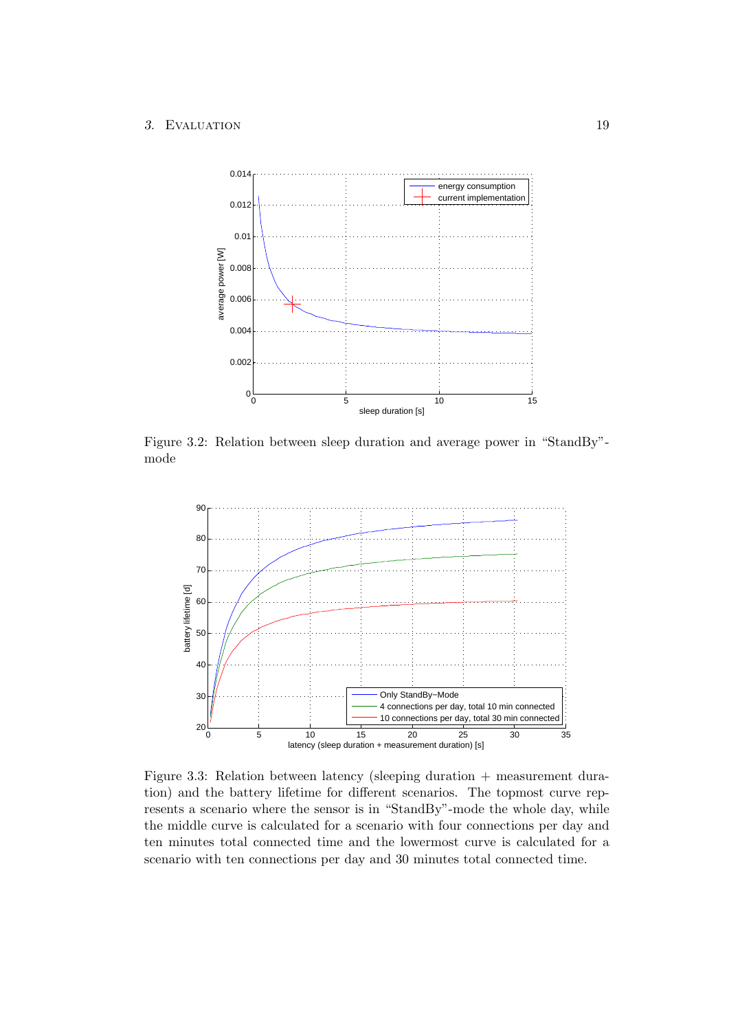Figure 3.2: Relation between sleep duration and average power in "StandBy"-mode

Figure 3.3: Relation between latency (sleeping duration + measurement duration) and the battery lifetime for different scenarios. The topmost curve represents a scenario where the sensor is in "StandBy"-mode the whole day, while the middle curve is calculated for a scenario with four connections per day and ten minutes total connected time and the lowermost curve is calculated for a scenario with ten connections per day and 30 minutes total connected time.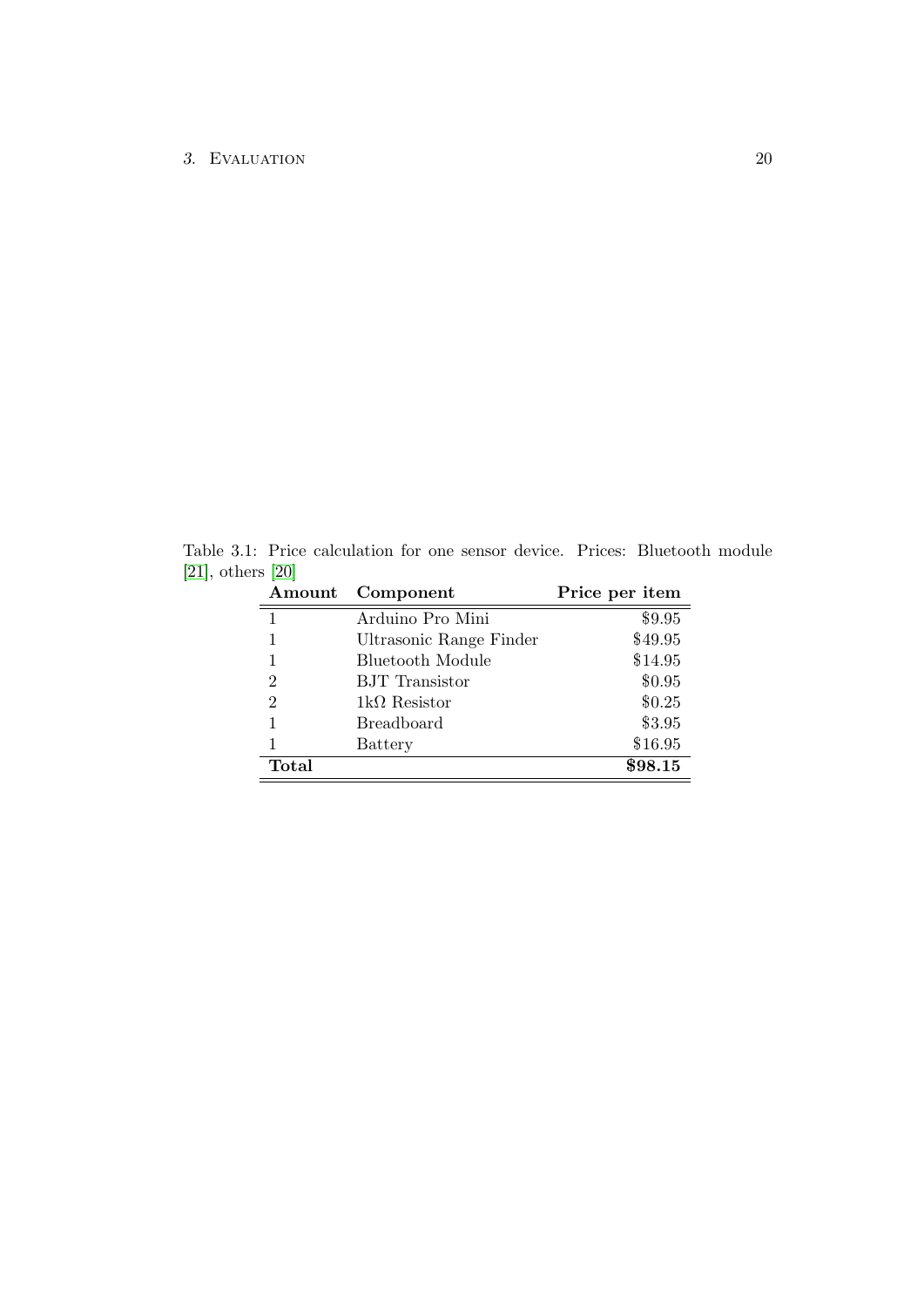Table 3.1: Price calculation for one sensor device. Prices: Bluetooth module [21], others [20]

| Amount | Component | Price per item |
|---|---|---|
| 1 | Arduino Pro Mini | \$9.95 |
| 1 | Ultrasonic Range Finder | \$49.95 |
| 1 | Bluetooth Module | \$14.95 |
| 2 | BJT Transistor | \$0.95 |
| 2 | 1k$\Omega$ Resistor | \$0.25 |
| 1 | Breadboard | \$3.95 |
| 1 | Battery | \$16.95 |
| **Total** | | **\$98.15** |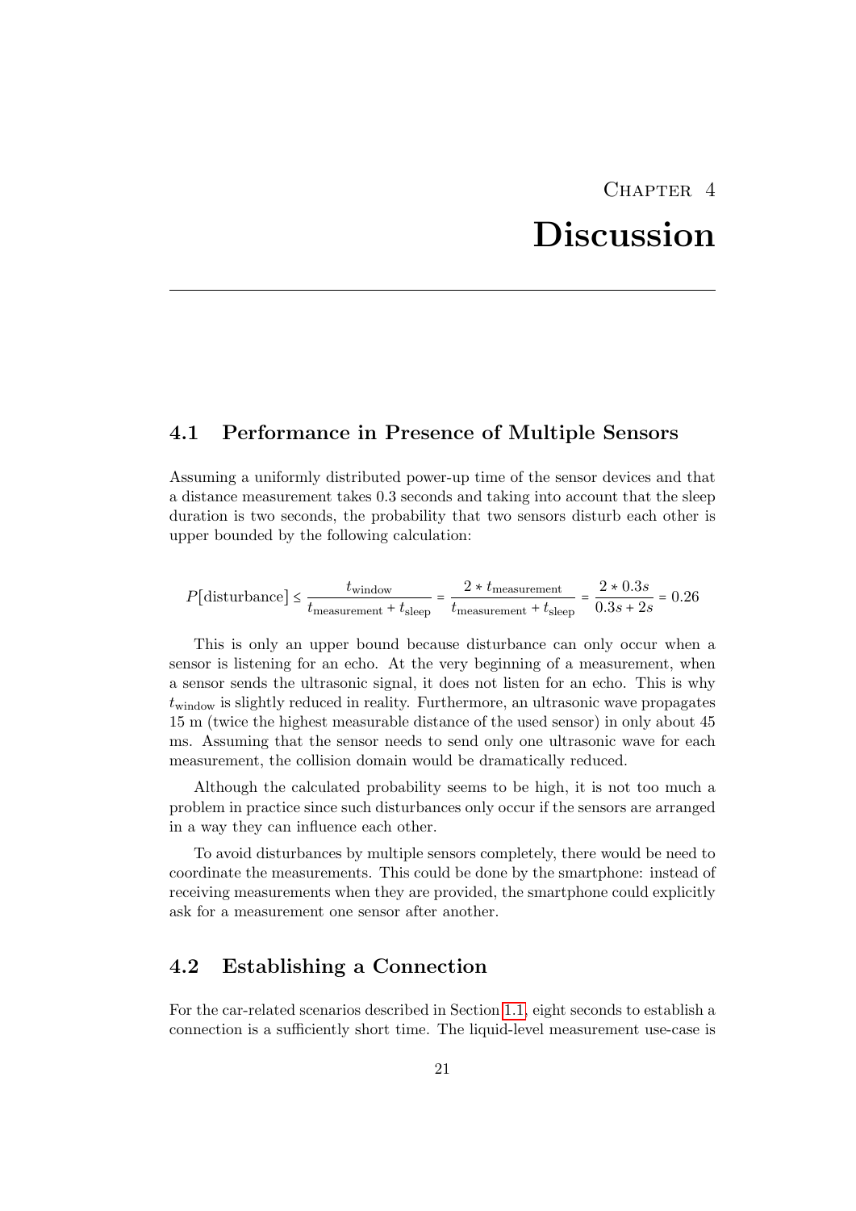# Chapter 4
# Discussion

## 4.1 Performance in Presence of Multiple Sensors

Assuming a uniformly distributed power-up time of the sensor devices and that a distance measurement takes 0.3 seconds and taking into account that the sleep duration is two seconds, the probability that two sensors disturb each other is upper bounded by the following calculation:

$$P[\text{disturbance}] \leq \frac{t_{\text{window}}}{t_{\text{measurement}} + t_{\text{sleep}}} = \frac{2 * t_{\text{measurement}}}{t_{\text{measurement}} + t_{\text{sleep}}} = \frac{2 * 0.3s}{0.3s + 2s} = 0.26$$

This is only an upper bound because disturbance can only occur when a sensor is listening for an echo. At the very beginning of a measurement, when a sensor sends the ultrasonic signal, it does not listen for an echo. This is why $t_{\text{window}}$ is slightly reduced in reality. Furthermore, an ultrasonic wave propagates 15 m (twice the highest measurable distance of the used sensor) in only about 45 ms. Assuming that the sensor needs to send only one ultrasonic wave for each measurement, the collision domain would be dramatically reduced.

Although the calculated probability seems to be high, it is not too much a problem in practice since such disturbances only occur if the sensors are arranged in a way they can influence each other.

To avoid disturbances by multiple sensors completely, there would be need to coordinate the measurements. This could be done by the smartphone: instead of receiving measurements when they are provided, the smartphone could explicitly ask for a measurement one sensor after another.

## 4.2 Establishing a Connection

For the car-related scenarios described in Section 1.1, eight seconds to establish a connection is a sufficiently short time. The liquid-level measurement use-case is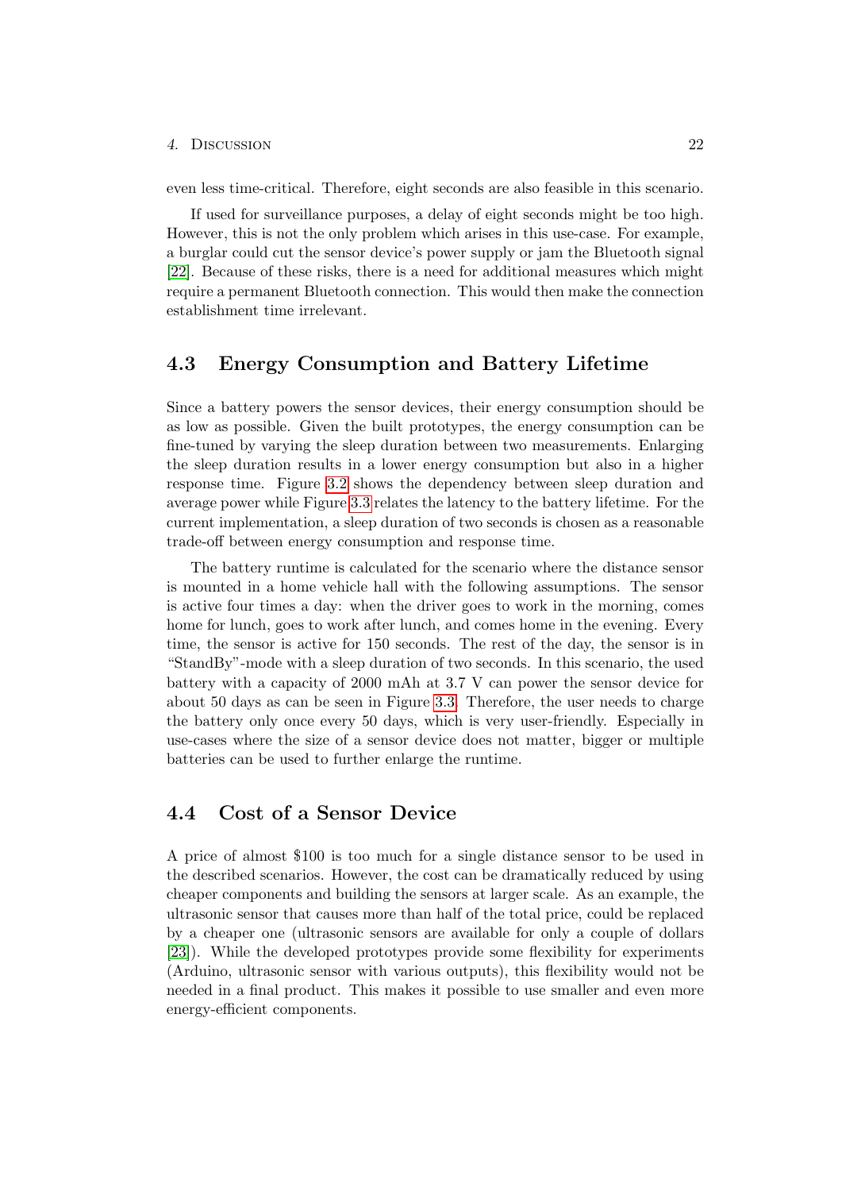even less time-critical. Therefore, eight seconds are also feasible in this scenario.

If used for surveillance purposes, a delay of eight seconds might be too high. However, this is not the only problem which arises in this use-case. For example, a burglar could cut the sensor device's power supply or jam the Bluetooth signal [22]. Because of these risks, there is a need for additional measures which might require a permanent Bluetooth connection. This would then make the connection establishment time irrelevant.

## 4.3 Energy Consumption and Battery Lifetime

Since a battery powers the sensor devices, their energy consumption should be as low as possible. Given the built prototypes, the energy consumption can be fine-tuned by varying the sleep duration between two measurements. Enlarging the sleep duration results in a lower energy consumption but also in a higher response time. Figure 3.2 shows the dependency between sleep duration and average power while Figure 3.3 relates the latency to the battery lifetime. For the current implementation, a sleep duration of two seconds is chosen as a reasonable trade-off between energy consumption and response time.

The battery runtime is calculated for the scenario where the distance sensor is mounted in a home vehicle hall with the following assumptions. The sensor is active four times a day: when the driver goes to work in the morning, comes home for lunch, goes to work after lunch, and comes home in the evening. Every time, the sensor is active for 150 seconds. The rest of the day, the sensor is in "StandBy"-mode with a sleep duration of two seconds. In this scenario, the used battery with a capacity of 2000 mAh at 3.7 V can power the sensor device for about 50 days as can be seen in Figure 3.3. Therefore, the user needs to charge the battery only once every 50 days, which is very user-friendly. Especially in use-cases where the size of a sensor device does not matter, bigger or multiple batteries can be used to further enlarge the runtime.

## 4.4 Cost of a Sensor Device

A price of almost $100 is too much for a single distance sensor to be used in the described scenarios. However, the cost can be dramatically reduced by using cheaper components and building the sensors at larger scale. As an example, the ultrasonic sensor that causes more than half of the total price, could be replaced by a cheaper one (ultrasonic sensors are available for only a couple of dollars [23]). While the developed prototypes provide some flexibility for experiments (Arduino, ultrasonic sensor with various outputs), this flexibility would not be needed in a final product. This makes it possible to use smaller and even more energy-efficient components.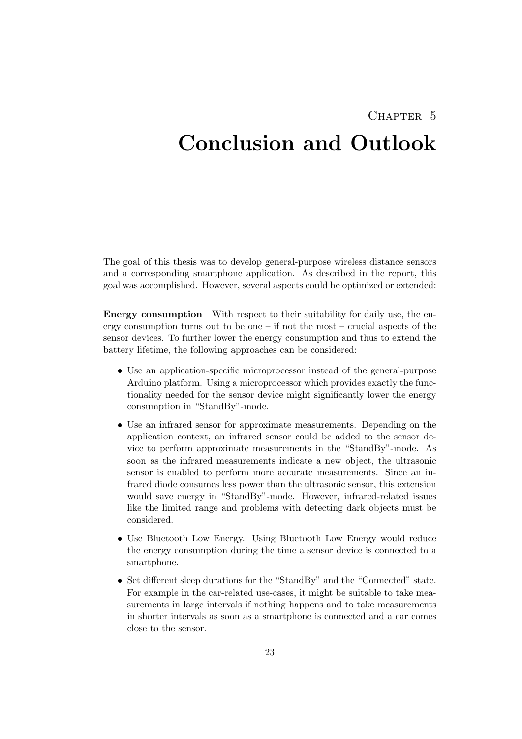# Chapter 5
# Conclusion and Outlook

The goal of this thesis was to develop general-purpose wireless distance sensors and a corresponding smartphone application. As described in the report, this goal was accomplished. However, several aspects could be optimized or extended:

**Energy consumption** With respect to their suitability for daily use, the energy consumption turns out to be one – if not the most – crucial aspects of the sensor devices. To further lower the energy consumption and thus to extend the battery lifetime, the following approaches can be considered:

- Use an application-specific microprocessor instead of the general-purpose Arduino platform. Using a microprocessor which provides exactly the functionality needed for the sensor device might significantly lower the energy consumption in "StandBy"-mode.
- Use an infrared sensor for approximate measurements. Depending on the application context, an infrared sensor could be added to the sensor device to perform approximate measurements in the "StandBy"-mode. As soon as the infrared measurements indicate a new object, the ultrasonic sensor is enabled to perform more accurate measurements. Since an infrared diode consumes less power than the ultrasonic sensor, this extension would save energy in "StandBy"-mode. However, infrared-related issues like the limited range and problems with detecting dark objects must be considered.
- Use Bluetooth Low Energy. Using Bluetooth Low Energy would reduce the energy consumption during the time a sensor device is connected to a smartphone.
- Set different sleep durations for the "StandBy" and the "Connected" state. For example in the car-related use-cases, it might be suitable to take measurements in large intervals if nothing happens and to take measurements in shorter intervals as soon as a smartphone is connected and a car comes close to the sensor.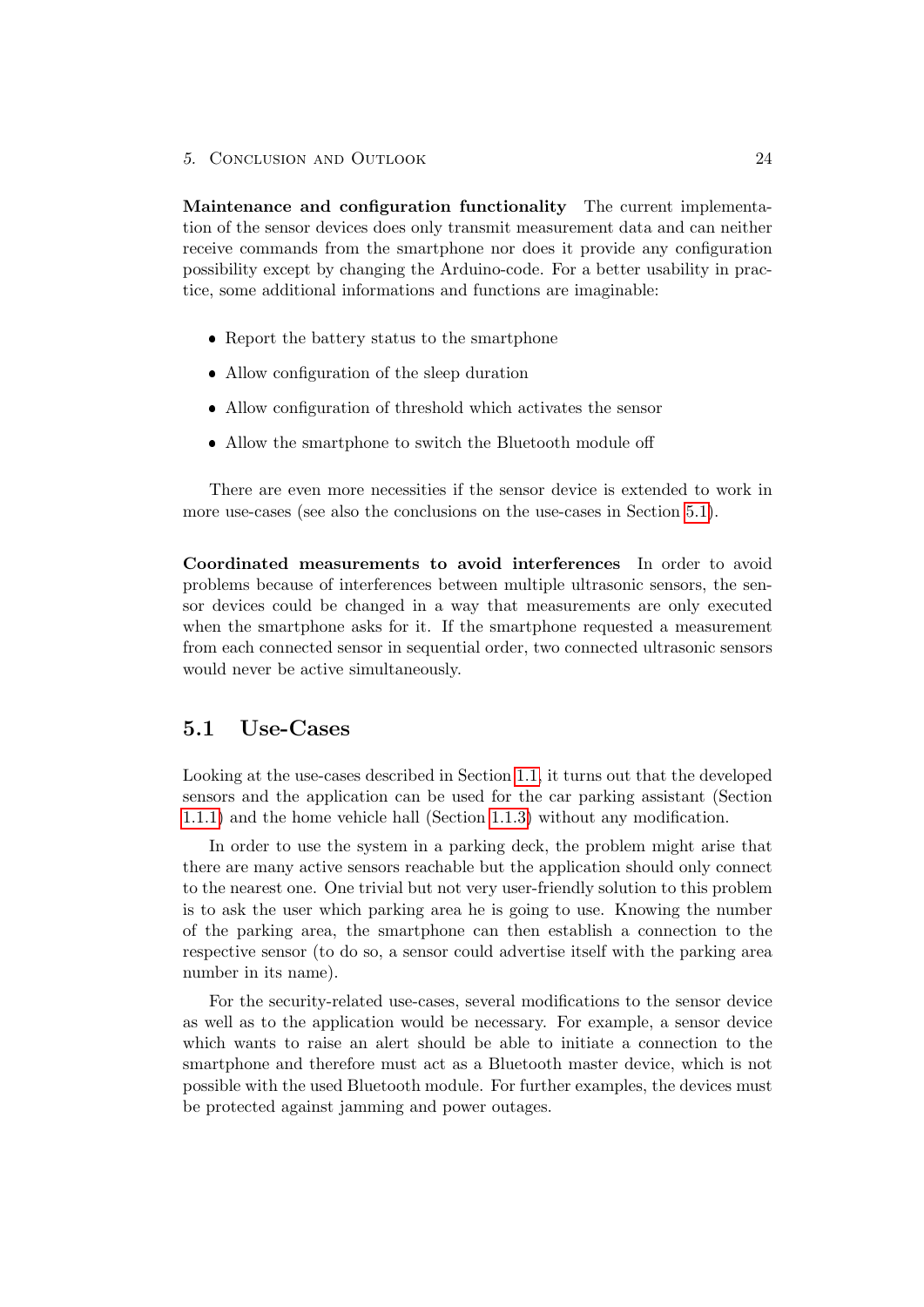**Maintenance and configuration functionality** The current implementation of the sensor devices does only transmit measurement data and can neither receive commands from the smartphone nor does it provide any configuration possibility except by changing the Arduino-code. For a better usability in practice, some additional informations and functions are imaginable:

- Report the battery status to the smartphone
- Allow configuration of the sleep duration
- Allow configuration of threshold which activates the sensor
- Allow the smartphone to switch the Bluetooth module off

There are even more necessities if the sensor device is extended to work in more use-cases (see also the conclusions on the use-cases in Section 5.1).

**Coordinated measurements to avoid interferences** In order to avoid problems because of interferences between multiple ultrasonic sensors, the sensor devices could be changed in a way that measurements are only executed when the smartphone asks for it. If the smartphone requested a measurement from each connected sensor in sequential order, two connected ultrasonic sensors would never be active simultaneously.

## 5.1 Use-Cases

Looking at the use-cases described in Section 1.1, it turns out that the developed sensors and the application can be used for the car parking assistant (Section 1.1.1) and the home vehicle hall (Section 1.1.3) without any modification.

In order to use the system in a parking deck, the problem might arise that there are many active sensors reachable but the application should only connect to the nearest one. One trivial but not very user-friendly solution to this problem is to ask the user which parking area he is going to use. Knowing the number of the parking area, the smartphone can then establish a connection to the respective sensor (to do so, a sensor could advertise itself with the parking area number in its name).

For the security-related use-cases, several modifications to the sensor device as well as to the application would be necessary. For example, a sensor device which wants to raise an alert should be able to initiate a connection to the smartphone and therefore must act as a Bluetooth master device, which is not possible with the used Bluetooth module. For further examples, the devices must be protected against jamming and power outages.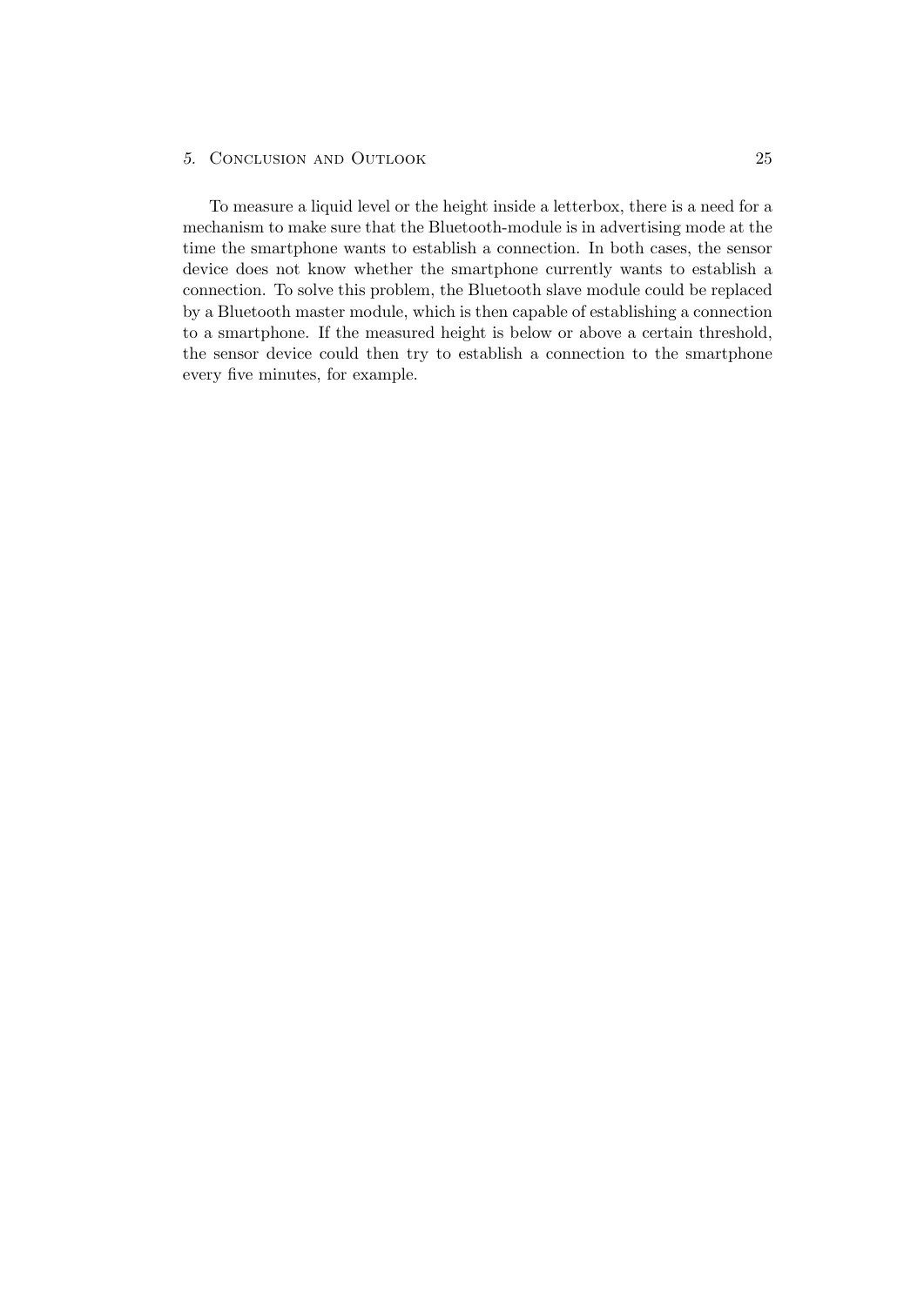To measure a liquid level or the height inside a letterbox, there is a need for a mechanism to make sure that the Bluetooth-module is in advertising mode at the time the smartphone wants to establish a connection. In both cases, the sensor device does not know whether the smartphone currently wants to establish a connection. To solve this problem, the Bluetooth slave module could be replaced by a Bluetooth master module, which is then capable of establishing a connection to a smartphone. If the measured height is below or above a certain threshold, the sensor device could then try to establish a connection to the smartphone every five minutes, for example.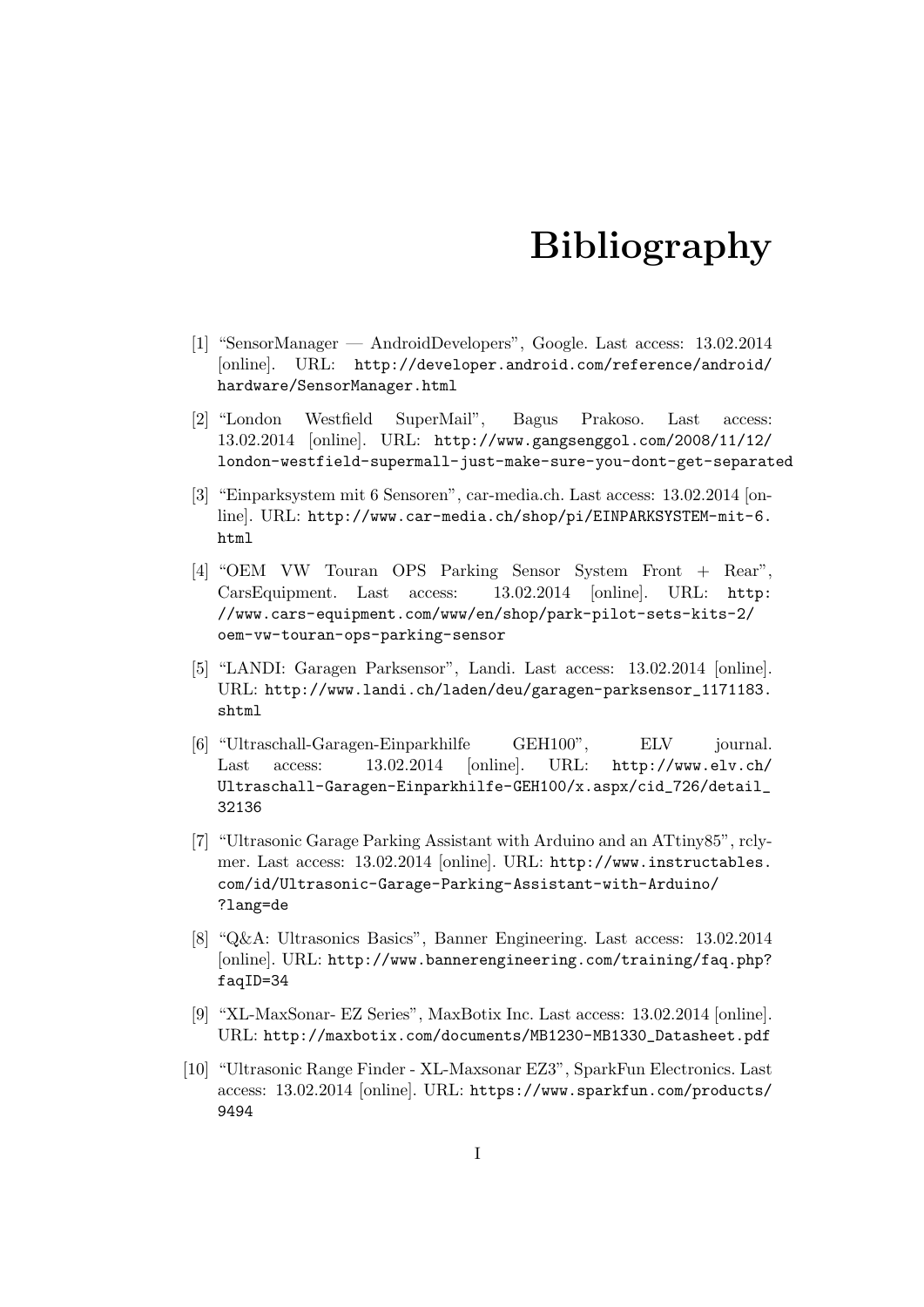# Bibliography

[1] "SensorManager — AndroidDevelopers", Google. Last access: 13.02.2014 [online]. URL: http://developer.android.com/reference/android/hardware/SensorManager.html

[2] "London Westfield SuperMail", Bagus Prakoso. Last access: 13.02.2014 [online]. URL: http://www.gangsenggol.com/2008/11/12/london-westfield-supermall-just-make-sure-you-dont-get-separated

[3] "Einparksystem mit 6 Sensoren", car-media.ch. Last access: 13.02.2014 [online]. URL: http://www.car-media.ch/shop/pi/EINPARKSYSTEM-mit-6.html

[4] "OEM VW Touran OPS Parking Sensor System Front + Rear", CarsEquipment. Last access: 13.02.2014 [online]. URL: http://www.cars-equipment.com/www/en/shop/park-pilot-sets-kits-2/oem-vw-touran-ops-parking-sensor

[5] "LANDI: Garagen Parksensor", Landi. Last access: 13.02.2014 [online]. URL: http://www.landi.ch/laden/deu/garagen-parksensor_1171183.shtml

[6] "Ultraschall-Garagen-Einparkhilfe GEH100", ELV journal. Last access: 13.02.2014 [online]. URL: http://www.elv.ch/Ultraschall-Garagen-Einparkhilfe-GEH100/x.aspx/cid_726/detail_32136

[7] "Ultrasonic Garage Parking Assistant with Arduino and an ATtiny85", rclymer. Last access: 13.02.2014 [online]. URL: http://www.instructables.com/id/Ultrasonic-Garage-Parking-Assistant-with-Arduino/?lang=de

[8] "Q&A: Ultrasonics Basics", Banner Engineering. Last access: 13.02.2014 [online]. URL: http://www.bannerengineering.com/training/faq.php?faqID=34

[9] "XL-MaxSonar- EZ Series", MaxBotix Inc. Last access: 13.02.2014 [online]. URL: http://maxbotix.com/documents/MB1230-MB1330_Datasheet.pdf

[10] "Ultrasonic Range Finder - XL-Maxsonar EZ3", SparkFun Electronics. Last access: 13.02.2014 [online]. URL: https://www.sparkfun.com/products/9494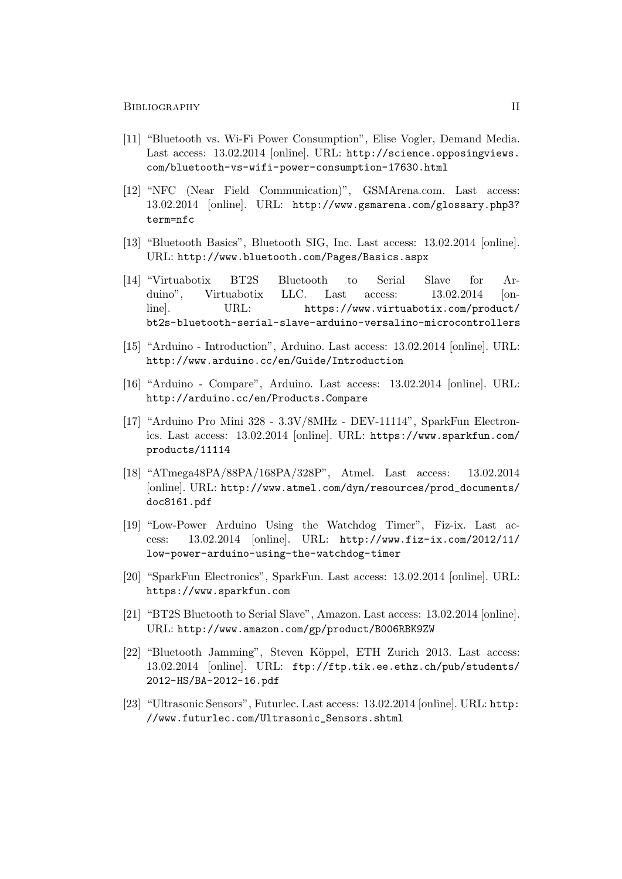[11] “Bluetooth vs. Wi-Fi Power Consumption”, Elise Vogler, Demand Media. Last access: 13.02.2014 [online]. URL: http://science.opposingviews.com/bluetooth-vs-wifi-power-consumption-17630.html

[12] “NFC (Near Field Communication)”, GSMArena.com. Last access: 13.02.2014 [online]. URL: http://www.gsmarena.com/glossary.php3?term=nfc

[13] “Bluetooth Basics”, Bluetooth SIG, Inc. Last access: 13.02.2014 [online]. URL: http://www.bluetooth.com/Pages/Basics.aspx

[14] “Virtuabotix BT2S Bluetooth to Serial Slave for Arduino”, Virtuabotix LLC. Last access: 13.02.2014 [online]. URL: https://www.virtuabotix.com/product/bt2s-bluetooth-serial-slave-arduino-versalino-microcontrollers

[15] “Arduino - Introduction”, Arduino. Last access: 13.02.2014 [online]. URL: http://www.arduino.cc/en/Guide/Introduction

[16] “Arduino - Compare”, Arduino. Last access: 13.02.2014 [online]. URL: http://arduino.cc/en/Products.Compare

[17] “Arduino Pro Mini 328 - 3.3V/8MHz - DEV-11114”, SparkFun Electronics. Last access: 13.02.2014 [online]. URL: https://www.sparkfun.com/products/11114

[18] “ATmega48PA/88PA/168PA/328P”, Atmel. Last access: 13.02.2014 [online]. URL: http://www.atmel.com/dyn/resources/prod_documents/doc8161.pdf

[19] “Low-Power Arduino Using the Watchdog Timer”, Fiz-ix. Last access: 13.02.2014 [online]. URL: http://www.fiz-ix.com/2012/11/low-power-arduino-using-the-watchdog-timer

[20] “SparkFun Electronics”, SparkFun. Last access: 13.02.2014 [online]. URL: https://www.sparkfun.com

[21] “BT2S Bluetooth to Serial Slave”, Amazon. Last access: 13.02.2014 [online]. URL: http://www.amazon.com/gp/product/B006RBK9ZW

[22] “Bluetooth Jamming”, Steven Köppel, ETH Zurich 2013. Last access: 13.02.2014 [online]. URL: ftp://ftp.tik.ee.ethz.ch/pub/students/2012-HS/BA-2012-16.pdf

[23] “Ultrasonic Sensors”, Futurlec. Last access: 13.02.2014 [online]. URL: http://www.futurlec.com/Ultrasonic_Sensors.shtml